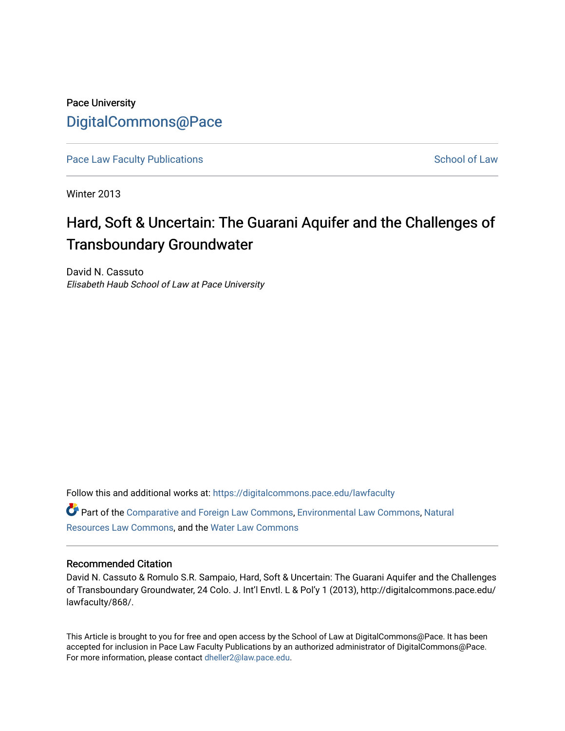Pace University

DigitalCommons@Pace

Pace Law Faculty Publications | School of Law

Winter 2013

# Hard, Soft & Uncertain: The Guarani Aquifer and the Challenges of Transboundary Groundwater

David N. Cassuto

*Elisabeth Haub School of Law at Pace University*

Follow this and additional works at: https://digitalcommons.pace.edu/lawfaculty

Part of the Comparative and Foreign Law Commons, Environmental Law Commons, Natural Resources Law Commons, and the Water Law Commons

## Recommended Citation

David N. Cassuto & Romulo S.R. Sampaio, Hard, Soft & Uncertain: The Guarani Aquifer and the Challenges of Transboundary Groundwater, 24 Colo. J. Int'l Envtl. L & Pol'y 1 (2013), http://digitalcommons.pace.edu/lawfaculty/868/.

This Article is brought to you for free and open access by the School of Law at DigitalCommons@Pace. It has been accepted for inclusion in Pace Law Faculty Publications by an authorized administrator of DigitalCommons@Pace. For more information, please contact dheller2@law.pace.edu.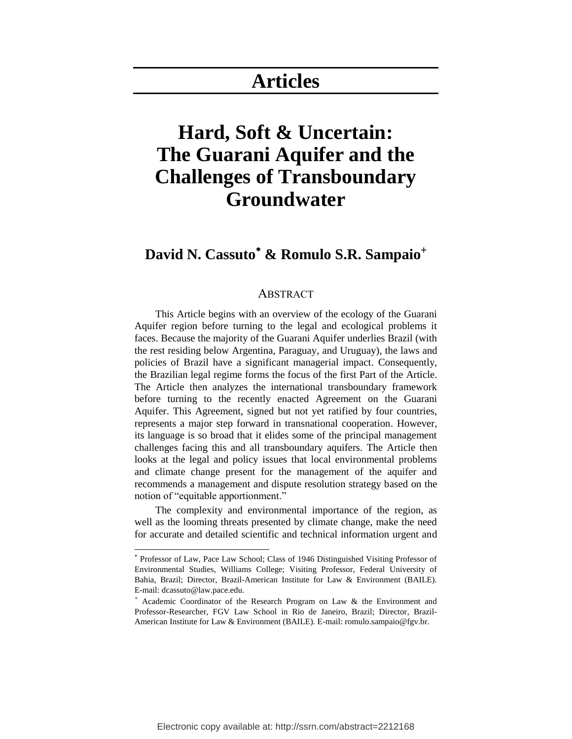# Articles

# Hard, Soft & Uncertain: The Guarani Aquifer and the Challenges of Transboundary Groundwater

## David N. Cassuto[*] & Romulo S.R. Sampaio[+]

### Abstract

This Article begins with an overview of the ecology of the Guarani Aquifer region before turning to the legal and ecological problems it faces. Because the majority of the Guarani Aquifer underlies Brazil (with the rest residing below Argentina, Paraguay, and Uruguay), the laws and policies of Brazil have a significant managerial impact. Consequently, the Brazilian legal regime forms the focus of the first Part of the Article. The Article then analyzes the international transboundary framework before turning to the recently enacted Agreement on the Guarani Aquifer. This Agreement, signed but not yet ratified by four countries, represents a major step forward in transnational cooperation. However, its language is so broad that it elides some of the principal management challenges facing this and all transboundary aquifers. The Article then looks at the legal and policy issues that local environmental problems and climate change present for the management of the aquifer and recommends a management and dispute resolution strategy based on the notion of "equitable apportionment."

The complexity and environmental importance of the region, as well as the looming threats presented by climate change, make the need for accurate and detailed scientific and technical information urgent and

---

[*] Professor of Law, Pace Law School; Class of 1946 Distinguished Visiting Professor of Environmental Studies, Williams College; Visiting Professor, Federal University of Bahia, Brazil; Director, Brazil-American Institute for Law & Environment (BAILE). E-mail: dcassuto@law.pace.edu.

[+] Academic Coordinator of the Research Program on Law & the Environment and Professor-Researcher, FGV Law School in Rio de Janeiro, Brazil; Director, Brazil-American Institute for Law & Environment (BAILE). E-mail: romulo.sampaio@fgv.br.

Electronic copy available at: http://ssrn.com/abstract=2212168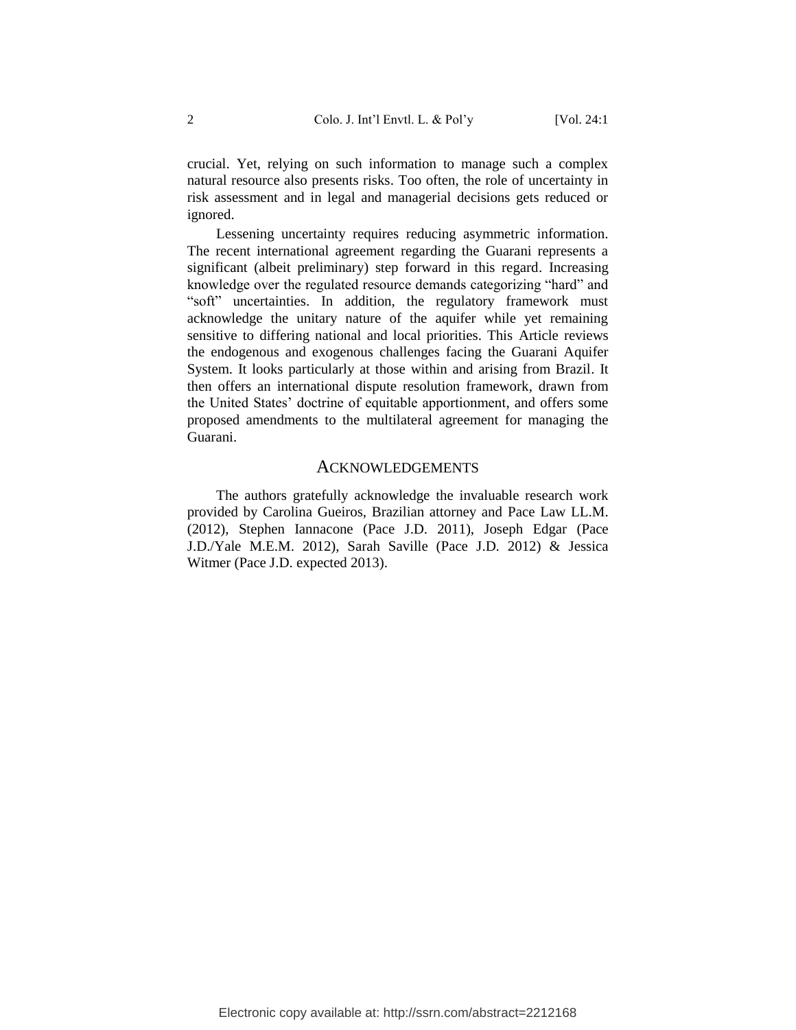crucial. Yet, relying on such information to manage such a complex natural resource also presents risks. Too often, the role of uncertainty in risk assessment and in legal and managerial decisions gets reduced or ignored.

Lessening uncertainty requires reducing asymmetric information. The recent international agreement regarding the Guarani represents a significant (albeit preliminary) step forward in this regard. Increasing knowledge over the regulated resource demands categorizing "hard" and "soft" uncertainties. In addition, the regulatory framework must acknowledge the unitary nature of the aquifer while yet remaining sensitive to differing national and local priorities. This Article reviews the endogenous and exogenous challenges facing the Guarani Aquifer System. It looks particularly at those within and arising from Brazil. It then offers an international dispute resolution framework, drawn from the United States' doctrine of equitable apportionment, and offers some proposed amendments to the multilateral agreement for managing the Guarani.

## ACKNOWLEDGEMENTS

The authors gratefully acknowledge the invaluable research work provided by Carolina Gueiros, Brazilian attorney and Pace Law LL.M. (2012), Stephen Iannacone (Pace J.D. 2011), Joseph Edgar (Pace J.D./Yale M.E.M. 2012), Sarah Saville (Pace J.D. 2012) & Jessica Witmer (Pace J.D. expected 2013).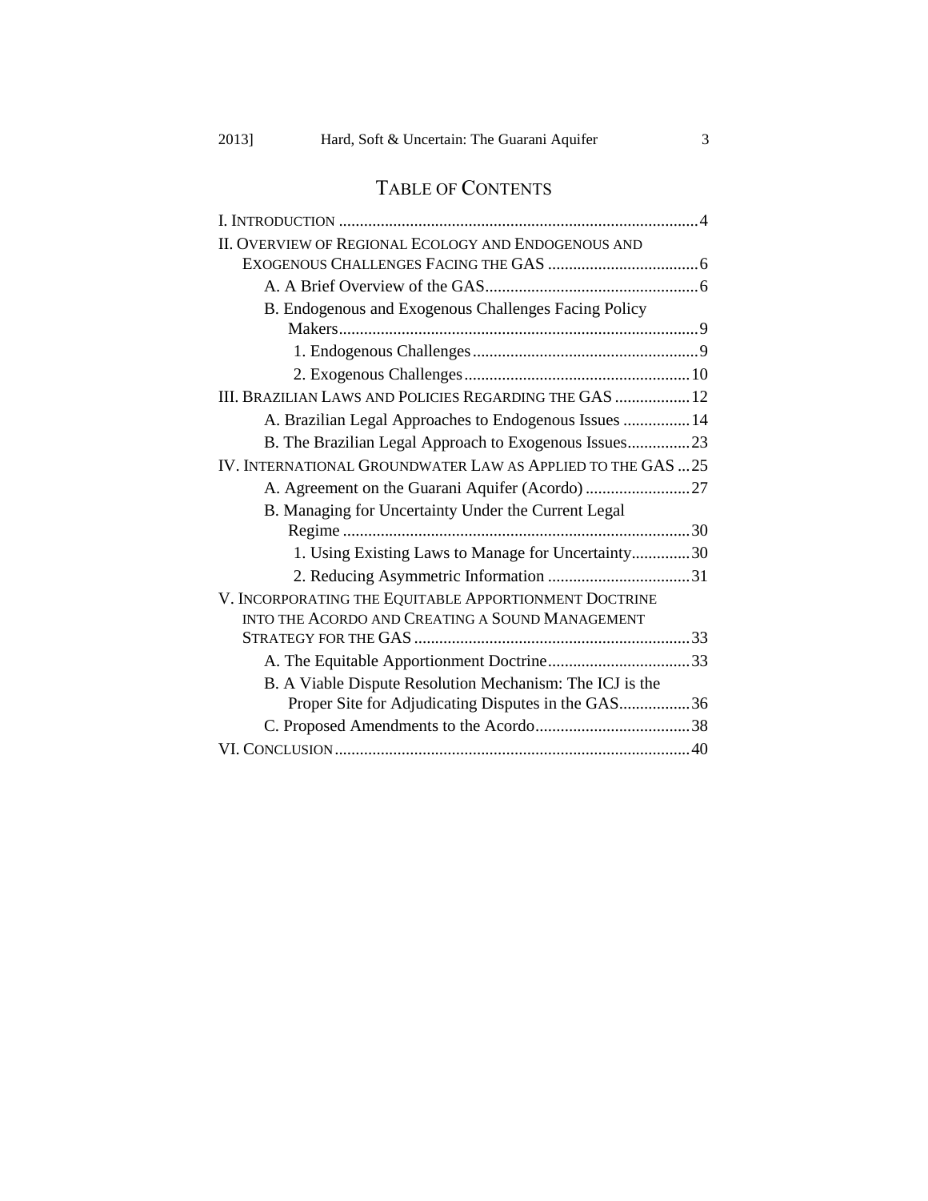# TABLE OF CONTENTS

I. INTRODUCTION ........................................................................................4

II. OVERVIEW OF REGIONAL ECOLOGY AND ENDOGENOUS AND EXOGENOUS CHALLENGES FACING THE GAS ....................................6

- A. A Brief Overview of the GAS...................................................6
- B. Endogenous and Exogenous Challenges Facing Policy Makers......................................................................................9
  - 1. Endogenous Challenges......................................................9
  - 2. Exogenous Challenges......................................................10

III. BRAZILIAN LAWS AND POLICIES REGARDING THE GAS ..................12

- A. Brazilian Legal Approaches to Endogenous Issues ................14
- B. The Brazilian Legal Approach to Exogenous Issues...............23

IV. INTERNATIONAL GROUNDWATER LAW AS APPLIED TO THE GAS ...25

- A. Agreement on the Guarani Aquifer (Acordo) .........................27
- B. Managing for Uncertainty Under the Current Legal Regime ...................................................................................30
  - 1. Using Existing Laws to Manage for Uncertainty..............30
  - 2. Reducing Asymmetric Information ..................................31

V. INCORPORATING THE EQUITABLE APPORTIONMENT DOCTRINE INTO THE ACORDO AND CREATING A SOUND MANAGEMENT STRATEGY FOR THE GAS .................................................................33

- A. The Equitable Apportionment Doctrine..................................33
- B. A Viable Dispute Resolution Mechanism: The ICJ is the Proper Site for Adjudicating Disputes in the GAS.................36
- C. Proposed Amendments to the Acordo.....................................38

VI. CONCLUSION....................................................................................40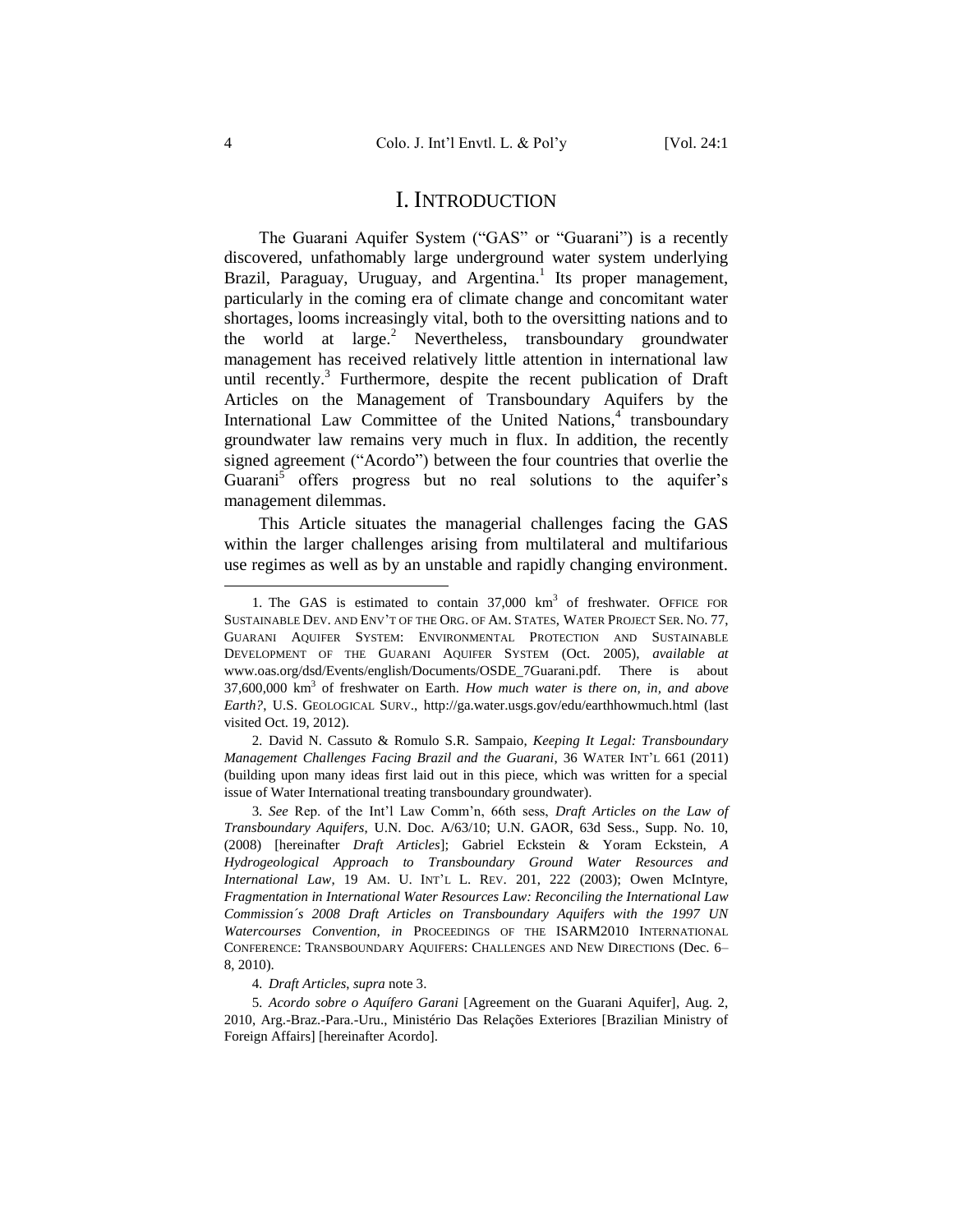# I. INTRODUCTION

The Guarani Aquifer System ("GAS" or "Guarani") is a recently discovered, unfathomably large underground water system underlying Brazil, Paraguay, Uruguay, and Argentina.[1] Its proper management, particularly in the coming era of climate change and concomitant water shortages, looms increasingly vital, both to the oversitting nations and to the world at large.[2] Nevertheless, transboundary groundwater management has received relatively little attention in international law until recently.[3] Furthermore, despite the recent publication of Draft Articles on the Management of Transboundary Aquifers by the International Law Committee of the United Nations,[4] transboundary groundwater law remains very much in flux. In addition, the recently signed agreement ("Acordo") between the four countries that overlie the Guarani[5] offers progress but no real solutions to the aquifer's management dilemmas.

This Article situates the managerial challenges facing the GAS within the larger challenges arising from multilateral and multifarious use regimes as well as by an unstable and rapidly changing environment.

---

1. The GAS is estimated to contain 37,000 $km^3$ of freshwater. OFFICE FOR SUSTAINABLE DEV. AND ENV'T OF THE ORG. OF AM. STATES, WATER PROJECT SER. NO. 77, GUARANI AQUIFER SYSTEM: ENVIRONMENTAL PROTECTION AND SUSTAINABLE DEVELOPMENT OF THE GUARANI AQUIFER SYSTEM (Oct. 2005), *available at* www.oas.org/dsd/Events/english/Documents/OSDE_7Guarani.pdf. There is about 37,600,000 $km^3$ of freshwater on Earth. *How much water is there on, in, and above Earth?*, U.S. GEOLOGICAL SURV., http://ga.water.usgs.gov/edu/earthhowmuch.html (last visited Oct. 19, 2012).

2. David N. Cassuto & Romulo S.R. Sampaio, *Keeping It Legal: Transboundary Management Challenges Facing Brazil and the Guarani*, 36 WATER INT'L 661 (2011) (building upon many ideas first laid out in this piece, which was written for a special issue of Water International treating transboundary groundwater).

3. *See* Rep. of the Int'l Law Comm'n, 66th sess, *Draft Articles on the Law of Transboundary Aquifers*, U.N. Doc. A/63/10; U.N. GAOR, 63d Sess., Supp. No. 10, (2008) [hereinafter *Draft Articles*]; Gabriel Eckstein & Yoram Eckstein, *A Hydrogeological Approach to Transboundary Ground Water Resources and International Law*, 19 AM. U. INT'L L. REV. 201, 222 (2003); Owen McIntyre, *Fragmentation in International Water Resources Law: Reconciling the International Law Commission´s 2008 Draft Articles on Transboundary Aquifers with the 1997 UN Watercourses Convention*, *in* PROCEEDINGS OF THE ISARM2010 INTERNATIONAL CONFERENCE: TRANSBOUNDARY AQUIFERS: CHALLENGES AND NEW DIRECTIONS (Dec. 6–8, 2010).

4. *Draft Articles*, *supra* note 3.

5. *Acordo sobre o Aquífero Garani* [Agreement on the Guarani Aquifer], Aug. 2, 2010, Arg.-Braz.-Para.-Uru., Ministério Das Relações Exteriores [Brazilian Ministry of Foreign Affairs] [hereinafter Acordo].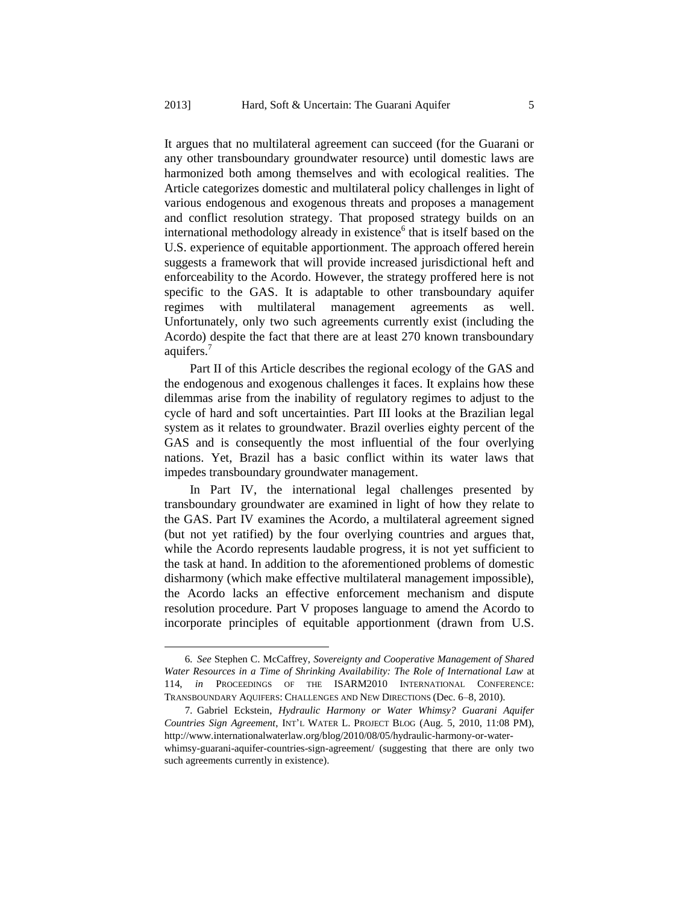It argues that no multilateral agreement can succeed (for the Guarani or any other transboundary groundwater resource) until domestic laws are harmonized both among themselves and with ecological realities. The Article categorizes domestic and multilateral policy challenges in light of various endogenous and exogenous threats and proposes a management and conflict resolution strategy. That proposed strategy builds on an international methodology already in existence[6] that is itself based on the U.S. experience of equitable apportionment. The approach offered herein suggests a framework that will provide increased jurisdictional heft and enforceability to the Acordo. However, the strategy proffered here is not specific to the GAS. It is adaptable to other transboundary aquifer regimes with multilateral management agreements as well. Unfortunately, only two such agreements currently exist (including the Acordo) despite the fact that there are at least 270 known transboundary aquifers.[7]

Part II of this Article describes the regional ecology of the GAS and the endogenous and exogenous challenges it faces. It explains how these dilemmas arise from the inability of regulatory regimes to adjust to the cycle of hard and soft uncertainties. Part III looks at the Brazilian legal system as it relates to groundwater. Brazil overlies eighty percent of the GAS and is consequently the most influential of the four overlying nations. Yet, Brazil has a basic conflict within its water laws that impedes transboundary groundwater management.

In Part IV, the international legal challenges presented by transboundary groundwater are examined in light of how they relate to the GAS. Part IV examines the Acordo, a multilateral agreement signed (but not yet ratified) by the four overlying countries and argues that, while the Acordo represents laudable progress, it is not yet sufficient to the task at hand. In addition to the aforementioned problems of domestic disharmony (which make effective multilateral management impossible), the Acordo lacks an effective enforcement mechanism and dispute resolution procedure. Part V proposes language to amend the Acordo to incorporate principles of equitable apportionment (drawn from U.S.

---

6. *See* Stephen C. McCaffrey, *Sovereignty and Cooperative Management of Shared Water Resources in a Time of Shrinking Availability: The Role of International Law* at 114, *in* PROCEEDINGS OF THE ISARM2010 INTERNATIONAL CONFERENCE: TRANSBOUNDARY AQUIFERS: CHALLENGES AND NEW DIRECTIONS (Dec. 6–8, 2010).

7. Gabriel Eckstein, *Hydraulic Harmony or Water Whimsy? Guarani Aquifer Countries Sign Agreement*, INT'L WATER L. PROJECT BLOG (Aug. 5, 2010, 11:08 PM), http://www.internationalwaterlaw.org/blog/2010/08/05/hydraulic-harmony-or-water-whimsy-guarani-aquifer-countries-sign-agreement/ (suggesting that there are only two such agreements currently in existence).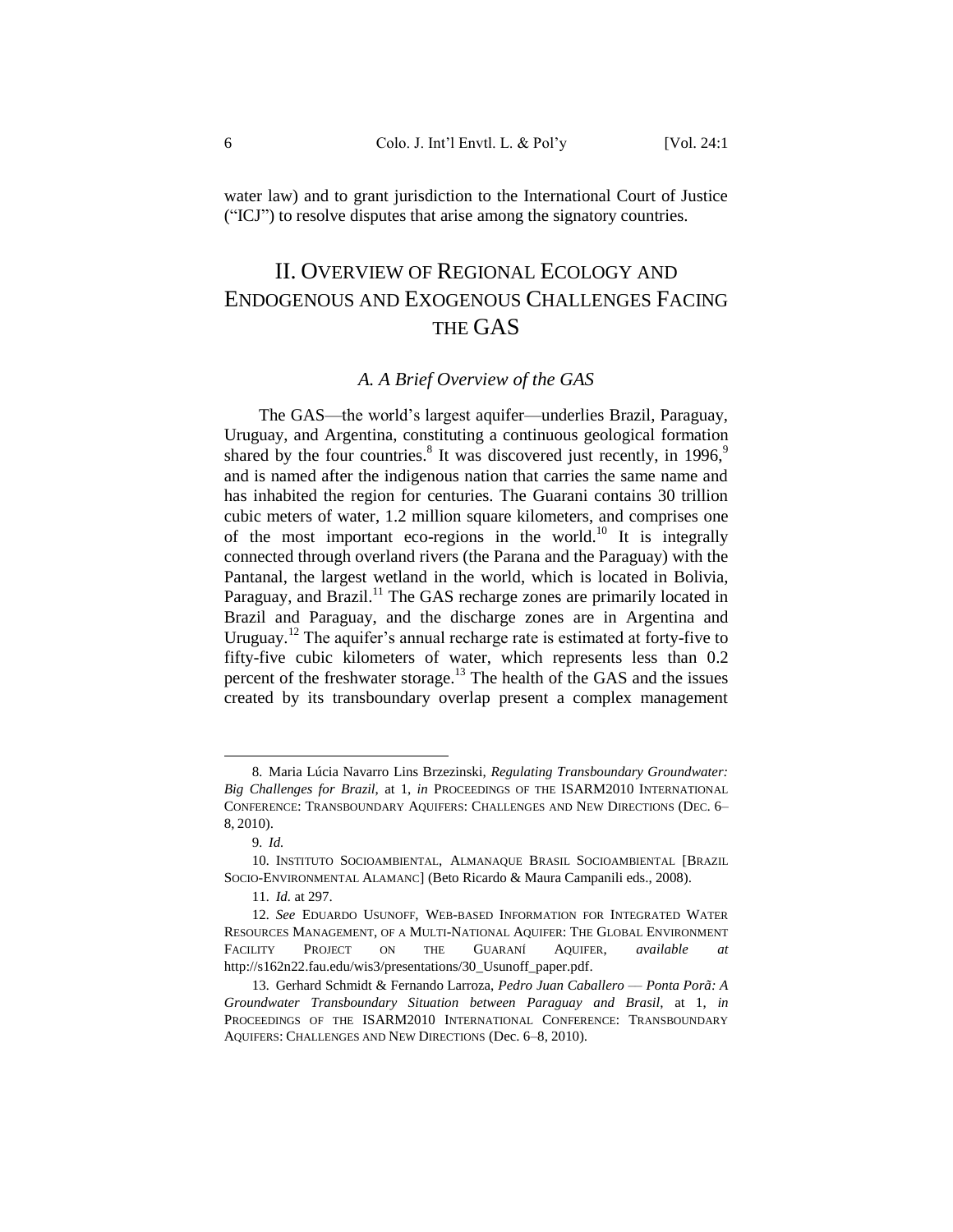water law) and to grant jurisdiction to the International Court of Justice ("ICJ") to resolve disputes that arise among the signatory countries.

# II. Overview of Regional Ecology and Endogenous and Exogenous Challenges Facing the GAS

## *A. A Brief Overview of the GAS*

The GAS—the world's largest aquifer—underlies Brazil, Paraguay, Uruguay, and Argentina, constituting a continuous geological formation shared by the four countries.[8] It was discovered just recently, in 1996,[9] and is named after the indigenous nation that carries the same name and has inhabited the region for centuries. The Guarani contains 30 trillion cubic meters of water, 1.2 million square kilometers, and comprises one of the most important eco-regions in the world.[10] It is integrally connected through overland rivers (the Parana and the Paraguay) with the Pantanal, the largest wetland in the world, which is located in Bolivia, Paraguay, and Brazil.[11] The GAS recharge zones are primarily located in Brazil and Paraguay, and the discharge zones are in Argentina and Uruguay.[12] The aquifer's annual recharge rate is estimated at forty-five to fifty-five cubic kilometers of water, which represents less than 0.2 percent of the freshwater storage.[13] The health of the GAS and the issues created by its transboundary overlap present a complex management

---

8. Maria Lúcia Navarro Lins Brzezinski, *Regulating Transboundary Groundwater: Big Challenges for Brazil*, at 1, *in* Proceedings of the ISARM2010 International Conference: Transboundary Aquifers: Challenges and New Directions (Dec. 6–8, 2010).

9. *Id.*

10. Instituto Socioambiental, Almanaque Brasil Socioambiental [Brazil Socio-Environmental Alamanc] (Beto Ricardo & Maura Campanili eds., 2008).

11. *Id.* at 297.

12. *See* Eduardo Usunoff, Web-based Information for Integrated Water Resources Management, of a Multi-National Aquifer: The Global Environment Facility Project on the Guaraní Aquifer, *available at* http://s162n22.fau.edu/wis3/presentations/30_Usunoff_paper.pdf.

13. Gerhard Schmidt & Fernando Larroza, *Pedro Juan Caballero — Ponta Porã: A Groundwater Transboundary Situation between Paraguay and Brasil*, at 1, *in* Proceedings of the ISARM2010 International Conference: Transboundary Aquifers: Challenges and New Directions (Dec. 6–8, 2010).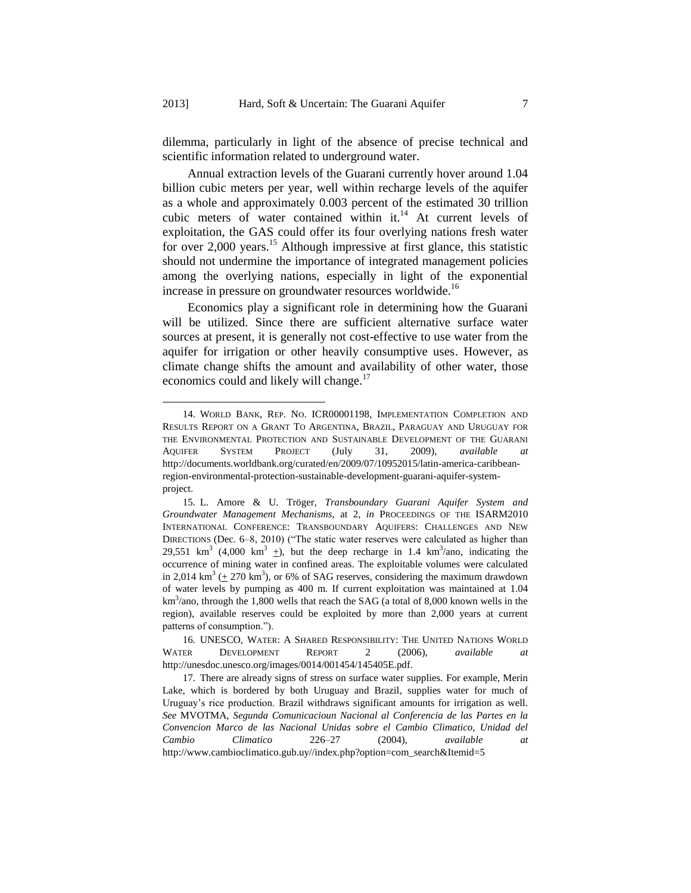dilemma, particularly in light of the absence of precise technical and scientific information related to underground water.

Annual extraction levels of the Guarani currently hover around 1.04 billion cubic meters per year, well within recharge levels of the aquifer as a whole and approximately 0.003 percent of the estimated 30 trillion cubic meters of water contained within it.[14] At current levels of exploitation, the GAS could offer its four overlying nations fresh water for over 2,000 years.[15] Although impressive at first glance, this statistic should not undermine the importance of integrated management policies among the overlying nations, especially in light of the exponential increase in pressure on groundwater resources worldwide.[16]

Economics play a significant role in determining how the Guarani will be utilized. Since there are sufficient alternative surface water sources at present, it is generally not cost-effective to use water from the aquifer for irrigation or other heavily consumptive uses. However, as climate change shifts the amount and availability of other water, those economics could and likely will change.[17]

---

14. WORLD BANK, REP. NO. ICR00001198, IMPLEMENTATION COMPLETION AND RESULTS REPORT ON A GRANT TO ARGENTINA, BRAZIL, PARAGUAY AND URUGUAY FOR THE ENVIRONMENTAL PROTECTION AND SUSTAINABLE DEVELOPMENT OF THE GUARANI AQUIFER SYSTEM PROJECT (July 31, 2009), *available at* http://documents.worldbank.org/curated/en/2009/07/10952015/latin-america-caribbean-region-environmental-protection-sustainable-development-guarani-aquifer-system-project.

15. L. Amore & U. Tröger, *Transboundary Guarani Aquifer System and Groundwater Management Mechanisms*, at 2, *in* PROCEEDINGS OF THE ISARM2010 INTERNATIONAL CONFERENCE: TRANSBOUNDARY AQUIFERS: CHALLENGES AND NEW DIRECTIONS (Dec. 6–8, 2010) ("The static water reserves were calculated as higher than 29,551 $km^3$ (4,000 $km^3$ $\pm$), but the deep recharge in 1.4 $km^3$/ano, indicating the occurrence of mining water in confined areas. The exploitable volumes were calculated in 2,014 $km^3$ ($\pm$ 270 $km^3$), or 6% of SAG reserves, considering the maximum drawdown of water levels by pumping as 400 m. If current exploitation was maintained at 1.04 $km^3$/ano, through the 1,800 wells that reach the SAG (a total of 8,000 known wells in the region), available reserves could be exploited by more than 2,000 years at current patterns of consumption.").

16. UNESCO, WATER: A SHARED RESPONSIBILITY: THE UNITED NATIONS WORLD WATER DEVELOPMENT REPORT 2 (2006), *available at* http://unesdoc.unesco.org/images/0014/001454/145405E.pdf.

17. There are already signs of stress on surface water supplies. For example, Merin Lake, which is bordered by both Uruguay and Brazil, supplies water for much of Uruguay's rice production. Brazil withdraws significant amounts for irrigation as well. *See* MVOTMA, *Segunda Comunicacioun Nacional al Conferencia de las Partes en la Convencion Marco de las Nacional Unidas sobre el Cambio Climatico, Unidad del Cambio Climatico* 226–27 (2004), *available at* http://www.cambioclimatico.gub.uy//index.php?option=com_search&Itemid=5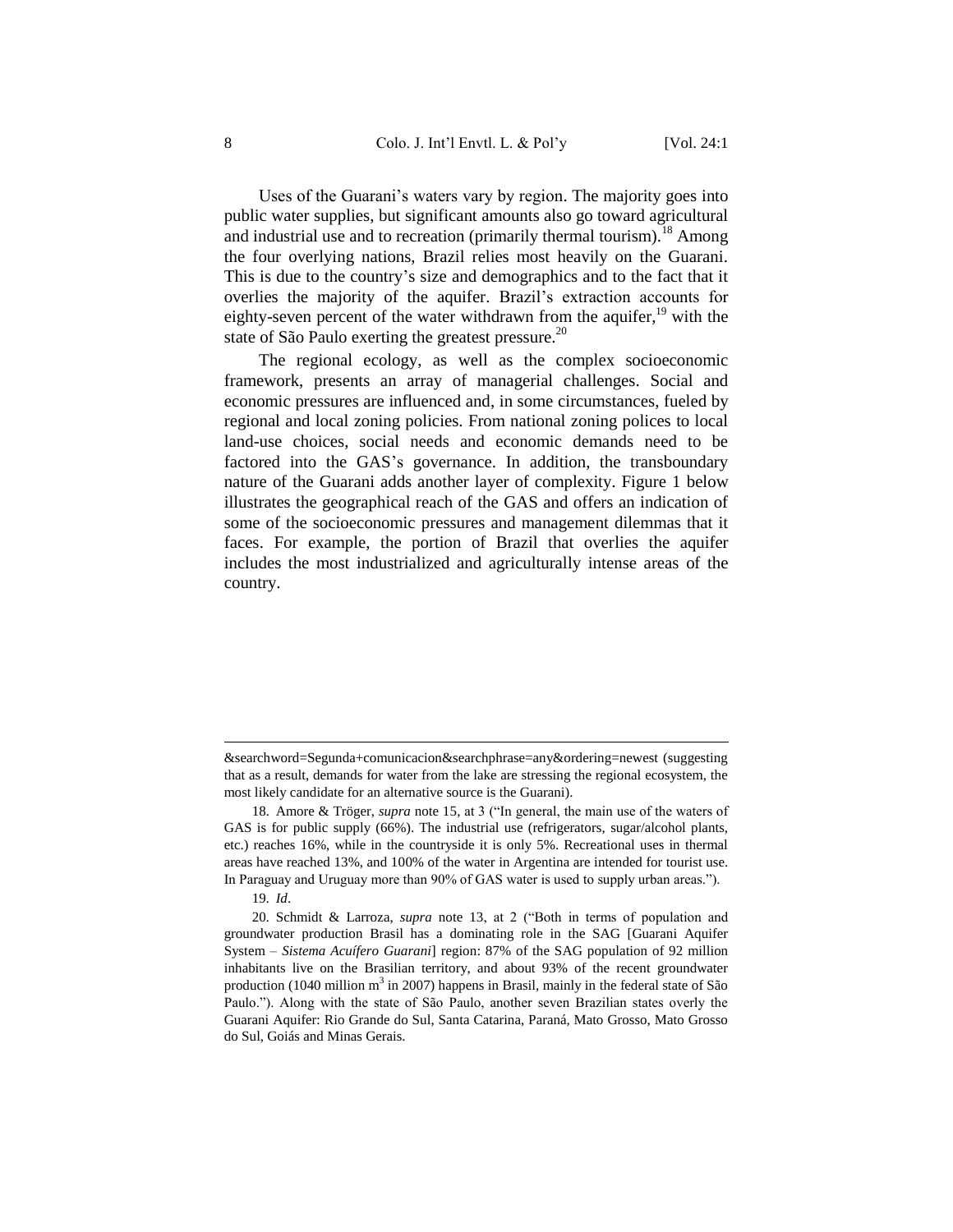Uses of the Guarani's waters vary by region. The majority goes into public water supplies, but significant amounts also go toward agricultural and industrial use and to recreation (primarily thermal tourism).[18] Among the four overlying nations, Brazil relies most heavily on the Guarani. This is due to the country's size and demographics and to the fact that it overlies the majority of the aquifer. Brazil's extraction accounts for eighty-seven percent of the water withdrawn from the aquifer,[19] with the state of São Paulo exerting the greatest pressure.[20]

The regional ecology, as well as the complex socioeconomic framework, presents an array of managerial challenges. Social and economic pressures are influenced and, in some circumstances, fueled by regional and local zoning policies. From national zoning polices to local land-use choices, social needs and economic demands need to be factored into the GAS's governance. In addition, the transboundary nature of the Guarani adds another layer of complexity. Figure 1 below illustrates the geographical reach of the GAS and offers an indication of some of the socioeconomic pressures and management dilemmas that it faces. For example, the portion of Brazil that overlies the aquifer includes the most industrialized and agriculturally intense areas of the country.

---

&searchword=Segunda+comunicacion&searchphrase=any&ordering=newest (suggesting that as a result, demands for water from the lake are stressing the regional ecosystem, the most likely candidate for an alternative source is the Guarani).

18. Amore & Tröger, *supra* note 15, at 3 ("In general, the main use of the waters of GAS is for public supply (66%). The industrial use (refrigerators, sugar/alcohol plants, etc.) reaches 16%, while in the countryside it is only 5%. Recreational uses in thermal areas have reached 13%, and 100% of the water in Argentina are intended for tourist use. In Paraguay and Uruguay more than 90% of GAS water is used to supply urban areas.").

19. *Id*.

20. Schmidt & Larroza, *supra* note 13, at 2 ("Both in terms of population and groundwater production Brasil has a dominating role in the SAG [Guarani Aquifer System – *Sistema Acuífero Guarani*] region: 87% of the SAG population of 92 million inhabitants live on the Brasilian territory, and about 93% of the recent groundwater production (1040 million $m^3$ in 2007) happens in Brasil, mainly in the federal state of São Paulo."). Along with the state of São Paulo, another seven Brazilian states overly the Guarani Aquifer: Rio Grande do Sul, Santa Catarina, Paraná, Mato Grosso, Mato Grosso do Sul, Goiás and Minas Gerais.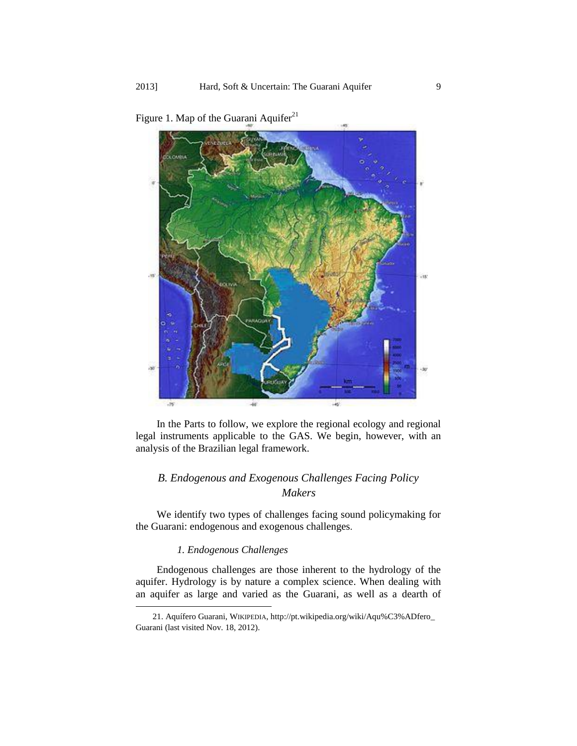Figure 1. Map of the Guarani Aquifer[21]

In the Parts to follow, we explore the regional ecology and regional legal instruments applicable to the GAS. We begin, however, with an analysis of the Brazilian legal framework.

### *B. Endogenous and Exogenous Challenges Facing Policy Makers*

We identify two types of challenges facing sound policymaking for the Guarani: endogenous and exogenous challenges.

#### *1. Endogenous Challenges*

Endogenous challenges are those inherent to the hydrology of the aquifer. Hydrology is by nature a complex science. When dealing with an aquifer as large and varied as the Guarani, as well as a dearth of

---

21. Aquífero Guarani, WIKIPEDIA, http://pt.wikipedia.org/wiki/Aqu%C3%ADfero_Guarani (last visited Nov. 18, 2012).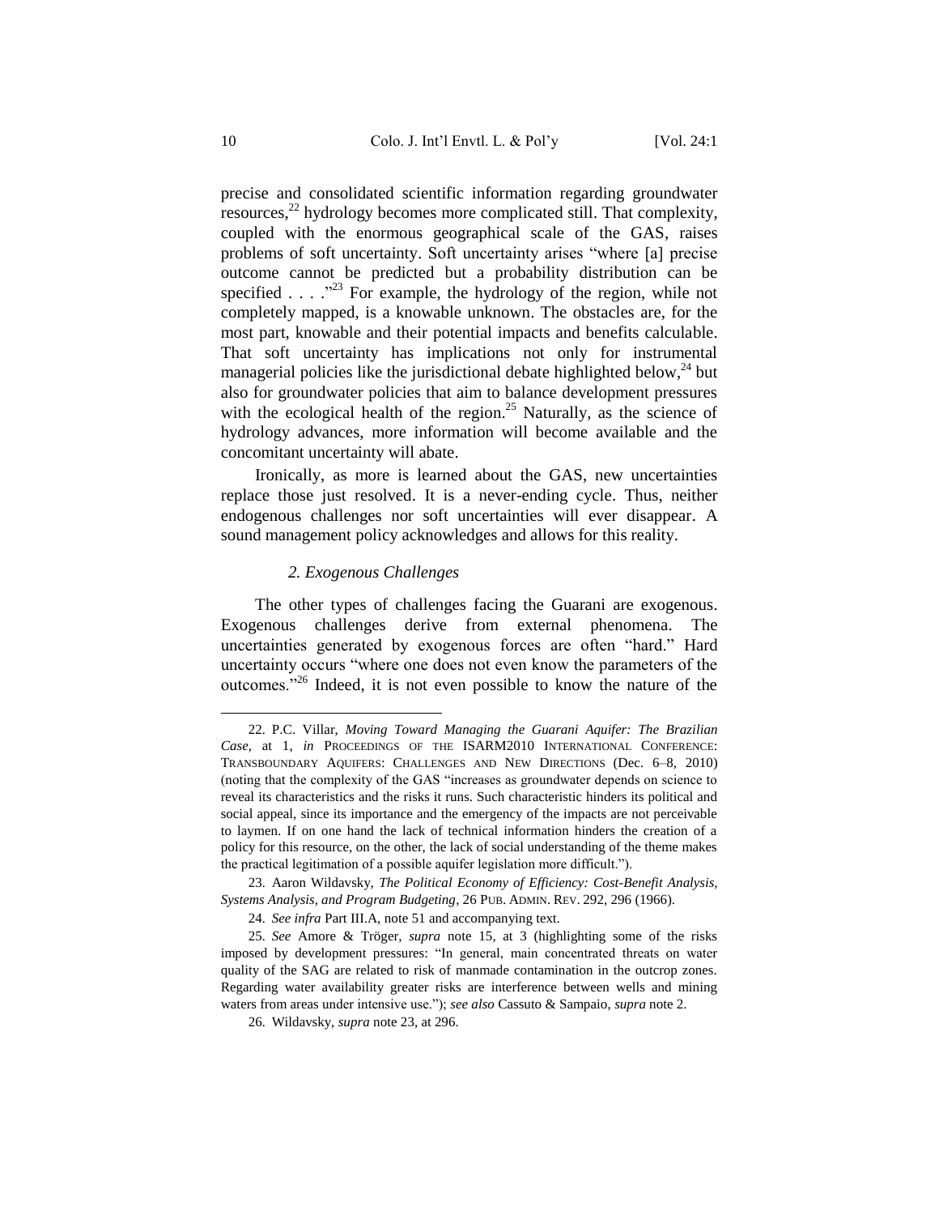precise and consolidated scientific information regarding groundwater resources,[22] hydrology becomes more complicated still. That complexity, coupled with the enormous geographical scale of the GAS, raises problems of soft uncertainty. Soft uncertainty arises "where [a] precise outcome cannot be predicted but a probability distribution can be specified . . . ."[23] For example, the hydrology of the region, while not completely mapped, is a knowable unknown. The obstacles are, for the most part, knowable and their potential impacts and benefits calculable. That soft uncertainty has implications not only for instrumental managerial policies like the jurisdictional debate highlighted below,[24] but also for groundwater policies that aim to balance development pressures with the ecological health of the region.[25] Naturally, as the science of hydrology advances, more information will become available and the concomitant uncertainty will abate.

Ironically, as more is learned about the GAS, new uncertainties replace those just resolved. It is a never-ending cycle. Thus, neither endogenous challenges nor soft uncertainties will ever disappear. A sound management policy acknowledges and allows for this reality.

### *2. Exogenous Challenges*

The other types of challenges facing the Guarani are exogenous. Exogenous challenges derive from external phenomena. The uncertainties generated by exogenous forces are often "hard." Hard uncertainty occurs "where one does not even know the parameters of the outcomes."[26] Indeed, it is not even possible to know the nature of the

---

22. P.C. Villar, *Moving Toward Managing the Guarani Aquifer: The Brazilian Case*, at 1, *in* PROCEEDINGS OF THE ISARM2010 INTERNATIONAL CONFERENCE: TRANSBOUNDARY AQUIFERS: CHALLENGES AND NEW DIRECTIONS (Dec. 6–8, 2010) (noting that the complexity of the GAS "increases as groundwater depends on science to reveal its characteristics and the risks it runs. Such characteristic hinders its political and social appeal, since its importance and the emergency of the impacts are not perceivable to laymen. If on one hand the lack of technical information hinders the creation of a policy for this resource, on the other, the lack of social understanding of the theme makes the practical legitimation of a possible aquifer legislation more difficult.").

23. Aaron Wildavsky, *The Political Economy of Efficiency: Cost-Benefit Analysis, Systems Analysis, and Program Budgeting*, 26 PUB. ADMIN. REV. 292, 296 (1966).

24. *See infra* Part III.A, note 51 and accompanying text.

25. *See* Amore & Tröger, *supra* note 15, at 3 (highlighting some of the risks imposed by development pressures: "In general, main concentrated threats on water quality of the SAG are related to risk of manmade contamination in the outcrop zones. Regarding water availability greater risks are interference between wells and mining waters from areas under intensive use."); *see also* Cassuto & Sampaio, *supra* note 2.

26. Wildavsky, *supra* note 23, at 296.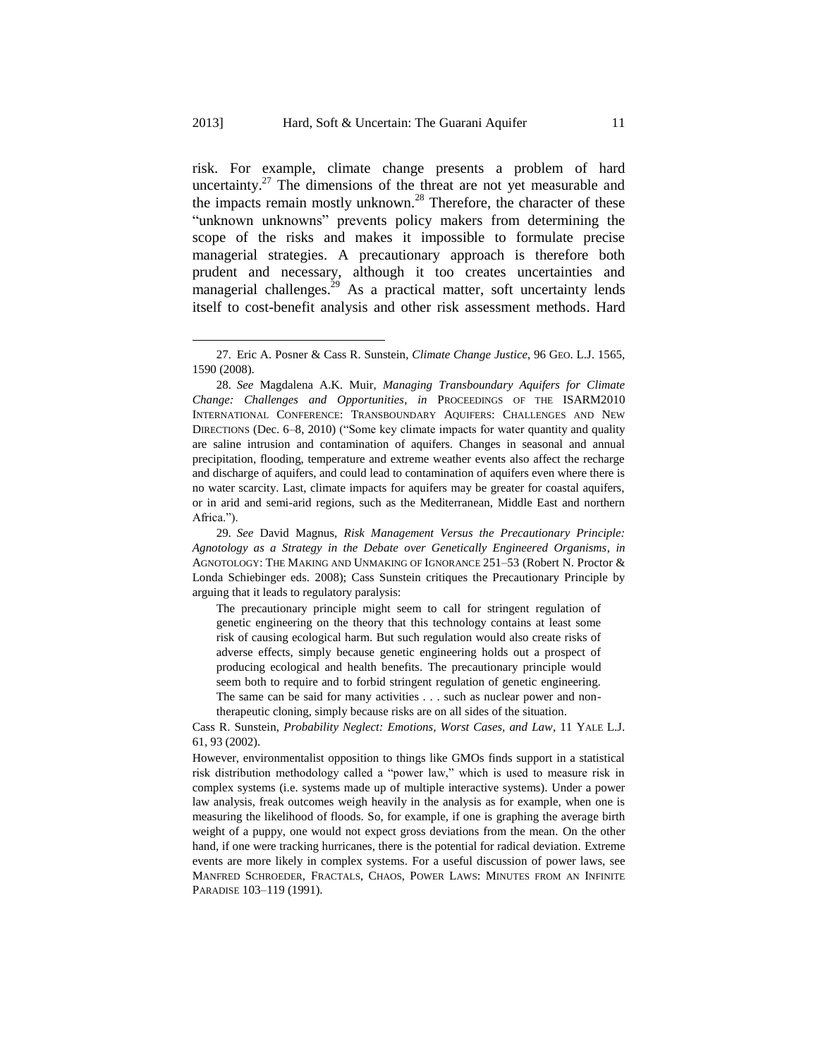risk. For example, climate change presents a problem of hard uncertainty.[27] The dimensions of the threat are not yet measurable and the impacts remain mostly unknown.[28] Therefore, the character of these "unknown unknowns" prevents policy makers from determining the scope of the risks and makes it impossible to formulate precise managerial strategies. A precautionary approach is therefore both prudent and necessary, although it too creates uncertainties and managerial challenges.[29] As a practical matter, soft uncertainty lends itself to cost-benefit analysis and other risk assessment methods. Hard

---

27. Eric A. Posner & Cass R. Sunstein, *Climate Change Justice*, 96 GEO. L.J. 1565, 1590 (2008).

28. *See* Magdalena A.K. Muir, *Managing Transboundary Aquifers for Climate Change: Challenges and Opportunities*, *in* PROCEEDINGS OF THE ISARM2010 INTERNATIONAL CONFERENCE: TRANSBOUNDARY AQUIFERS: CHALLENGES AND NEW DIRECTIONS (Dec. 6–8, 2010) ("Some key climate impacts for water quantity and quality are saline intrusion and contamination of aquifers. Changes in seasonal and annual precipitation, flooding, temperature and extreme weather events also affect the recharge and discharge of aquifers, and could lead to contamination of aquifers even where there is no water scarcity. Last, climate impacts for aquifers may be greater for coastal aquifers, or in arid and semi-arid regions, such as the Mediterranean, Middle East and northern Africa.").

29. *See* David Magnus, *Risk Management Versus the Precautionary Principle: Agnotology as a Strategy in the Debate over Genetically Engineered Organisms*, *in* AGNOTOLOGY: THE MAKING AND UNMAKING OF IGNORANCE 251–53 (Robert N. Proctor & Londa Schiebinger eds. 2008); Cass Sunstein critiques the Precautionary Principle by arguing that it leads to regulatory paralysis:

> The precautionary principle might seem to call for stringent regulation of genetic engineering on the theory that this technology contains at least some risk of causing ecological harm. But such regulation would also create risks of adverse effects, simply because genetic engineering holds out a prospect of producing ecological and health benefits. The precautionary principle would seem both to require and to forbid stringent regulation of genetic engineering. The same can be said for many activities . . . such as nuclear power and non-therapeutic cloning, simply because risks are on all sides of the situation.

Cass R. Sunstein, *Probability Neglect: Emotions, Worst Cases, and Law*, 11 YALE L.J. 61, 93 (2002).

However, environmentalist opposition to things like GMOs finds support in a statistical risk distribution methodology called a "power law," which is used to measure risk in complex systems (i.e. systems made up of multiple interactive systems). Under a power law analysis, freak outcomes weigh heavily in the analysis as for example, when one is measuring the likelihood of floods. So, for example, if one is graphing the average birth weight of a puppy, one would not expect gross deviations from the mean. On the other hand, if one were tracking hurricanes, there is the potential for radical deviation. Extreme events are more likely in complex systems. For a useful discussion of power laws, see MANFRED SCHROEDER, FRACTALS, CHAOS, POWER LAWS: MINUTES FROM AN INFINITE PARADISE 103–119 (1991).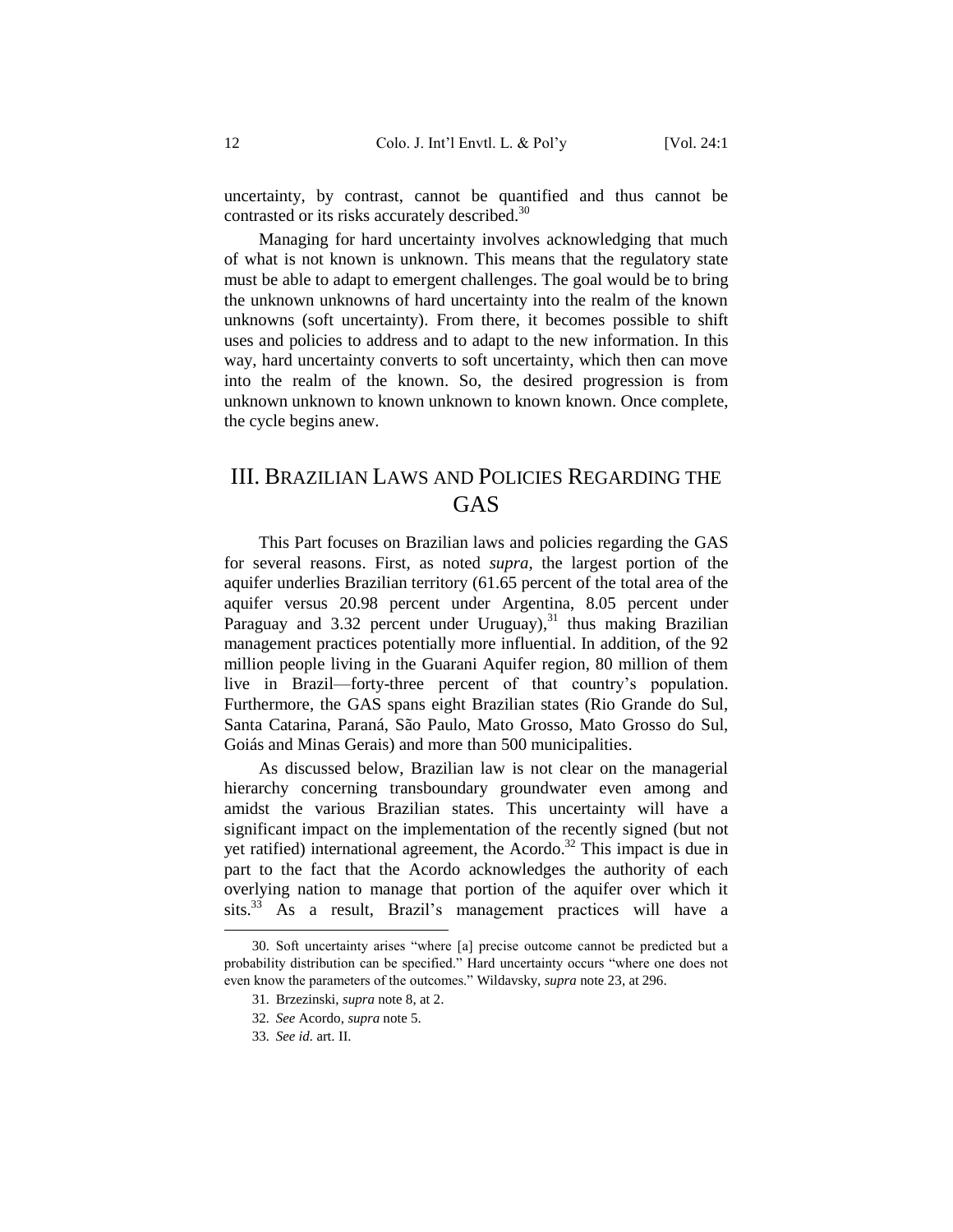uncertainty, by contrast, cannot be quantified and thus cannot be contrasted or its risks accurately described.[30]

Managing for hard uncertainty involves acknowledging that much of what is not known is unknown. This means that the regulatory state must be able to adapt to emergent challenges. The goal would be to bring the unknown unknowns of hard uncertainty into the realm of the known unknowns (soft uncertainty). From there, it becomes possible to shift uses and policies to address and to adapt to the new information. In this way, hard uncertainty converts to soft uncertainty, which then can move into the realm of the known. So, the desired progression is from unknown unknown to known unknown to known known. Once complete, the cycle begins anew.

## III. BRAZILIAN LAWS AND POLICIES REGARDING THE GAS

This Part focuses on Brazilian laws and policies regarding the GAS for several reasons. First, as noted *supra*, the largest portion of the aquifer underlies Brazilian territory (61.65 percent of the total area of the aquifer versus 20.98 percent under Argentina, 8.05 percent under Paraguay and 3.32 percent under Uruguay),[31] thus making Brazilian management practices potentially more influential. In addition, of the 92 million people living in the Guarani Aquifer region, 80 million of them live in Brazil—forty-three percent of that country's population. Furthermore, the GAS spans eight Brazilian states (Rio Grande do Sul, Santa Catarina, Paraná, São Paulo, Mato Grosso, Mato Grosso do Sul, Goiás and Minas Gerais) and more than 500 municipalities.

As discussed below, Brazilian law is not clear on the managerial hierarchy concerning transboundary groundwater even among and amidst the various Brazilian states. This uncertainty will have a significant impact on the implementation of the recently signed (but not yet ratified) international agreement, the Acordo.[32] This impact is due in part to the fact that the Acordo acknowledges the authority of each overlying nation to manage that portion of the aquifer over which it sits.[33] As a result, Brazil's management practices will have a

---

30. Soft uncertainty arises "where [a] precise outcome cannot be predicted but a probability distribution can be specified." Hard uncertainty occurs "where one does not even know the parameters of the outcomes." Wildavsky, *supra* note 23, at 296.

31. Brzezinski, *supra* note 8, at 2.

32. *See* Acordo, *supra* note 5.

33. *See id.* art. II.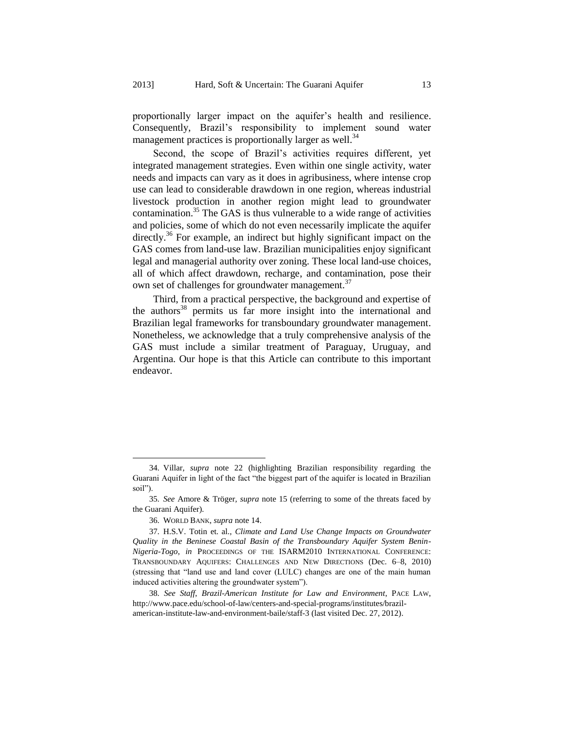proportionally larger impact on the aquifer's health and resilience. Consequently, Brazil's responsibility to implement sound water management practices is proportionally larger as well.[34]

Second, the scope of Brazil's activities requires different, yet integrated management strategies. Even within one single activity, water needs and impacts can vary as it does in agribusiness, where intense crop use can lead to considerable drawdown in one region, whereas industrial livestock production in another region might lead to groundwater contamination.[35] The GAS is thus vulnerable to a wide range of activities and policies, some of which do not even necessarily implicate the aquifer directly.[36] For example, an indirect but highly significant impact on the GAS comes from land-use law. Brazilian municipalities enjoy significant legal and managerial authority over zoning. These local land-use choices, all of which affect drawdown, recharge, and contamination, pose their own set of challenges for groundwater management.[37]

Third, from a practical perspective, the background and expertise of the authors[38] permits us far more insight into the international and Brazilian legal frameworks for transboundary groundwater management. Nonetheless, we acknowledge that a truly comprehensive analysis of the GAS must include a similar treatment of Paraguay, Uruguay, and Argentina. Our hope is that this Article can contribute to this important endeavor.

---

34. Villar, *supra* note 22 (highlighting Brazilian responsibility regarding the Guarani Aquifer in light of the fact "the biggest part of the aquifer is located in Brazilian soil").

35. *See* Amore & Tröger, *supra* note 15 (referring to some of the threats faced by the Guarani Aquifer).

36. WORLD BANK, *supra* note 14.

37. H.S.V. Totin et. al., *Climate and Land Use Change Impacts on Groundwater Quality in the Beninese Coastal Basin of the Transboundary Aquifer System Benin-Nigeria-Togo*, *in* PROCEEDINGS OF THE ISARM2010 INTERNATIONAL CONFERENCE: TRANSBOUNDARY AQUIFERS: CHALLENGES AND NEW DIRECTIONS (Dec. 6–8, 2010) (stressing that "land use and land cover (LULC) changes are one of the main human induced activities altering the groundwater system").

38. *See Staff*, *Brazil-American Institute for Law and Environment*, PACE LAW, http://www.pace.edu/school-of-law/centers-and-special-programs/institutes/brazil-american-institute-law-and-environment-baile/staff-3 (last visited Dec. 27, 2012).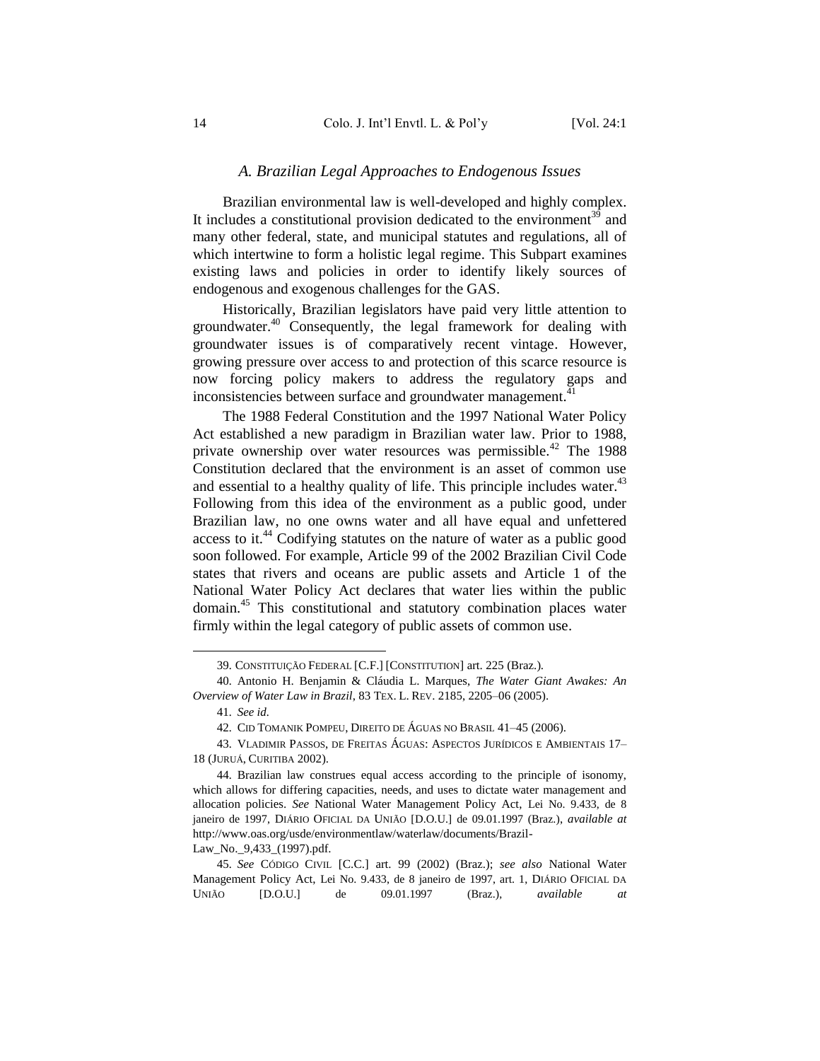### *A. Brazilian Legal Approaches to Endogenous Issues*

Brazilian environmental law is well-developed and highly complex. It includes a constitutional provision dedicated to the environment[39] and many other federal, state, and municipal statutes and regulations, all of which intertwine to form a holistic legal regime. This Subpart examines existing laws and policies in order to identify likely sources of endogenous and exogenous challenges for the GAS.

Historically, Brazilian legislators have paid very little attention to groundwater.[40] Consequently, the legal framework for dealing with groundwater issues is of comparatively recent vintage. However, growing pressure over access to and protection of this scarce resource is now forcing policy makers to address the regulatory gaps and inconsistencies between surface and groundwater management.[41]

The 1988 Federal Constitution and the 1997 National Water Policy Act established a new paradigm in Brazilian water law. Prior to 1988, private ownership over water resources was permissible.[42] The 1988 Constitution declared that the environment is an asset of common use and essential to a healthy quality of life. This principle includes water.[43] Following from this idea of the environment as a public good, under Brazilian law, no one owns water and all have equal and unfettered access to it.[44] Codifying statutes on the nature of water as a public good soon followed. For example, Article 99 of the 2002 Brazilian Civil Code states that rivers and oceans are public assets and Article 1 of the National Water Policy Act declares that water lies within the public domain.[45] This constitutional and statutory combination places water firmly within the legal category of public assets of common use.

---

39. CONSTITUIÇÃO FEDERAL [C.F.] [CONSTITUTION] art. 225 (Braz.).

40. Antonio H. Benjamin & Cláudia L. Marques, *The Water Giant Awakes: An Overview of Water Law in Brazil*, 83 TEX. L. REV. 2185, 2205–06 (2005).

41. *See id.*

42. CID TOMANIK POMPEU, DIREITO DE ÁGUAS NO BRASIL 41–45 (2006).

43. VLADIMIR PASSOS, DE FREITAS ÁGUAS: ASPECTOS JURÍDICOS E AMBIENTAIS 17–18 (JURUÁ, CURITIBA 2002).

44. Brazilian law construes equal access according to the principle of isonomy, which allows for differing capacities, needs, and uses to dictate water management and allocation policies. *See* National Water Management Policy Act, Lei No. 9.433, de 8 janeiro de 1997, DIÁRIO OFICIAL DA UNIÃO [D.O.U.] de 09.01.1997 (Braz.), *available at* http://www.oas.org/usde/environmentlaw/waterlaw/documents/Brazil-Law_No._9,433_(1997).pdf.

45. *See* CÓDIGO CIVIL [C.C.] art. 99 (2002) (Braz.); *see also* National Water Management Policy Act, Lei No. 9.433, de 8 janeiro de 1997, art. 1, DIÁRIO OFICIAL DA UNIÃO [D.O.U.] de 09.01.1997 (Braz.), *available at*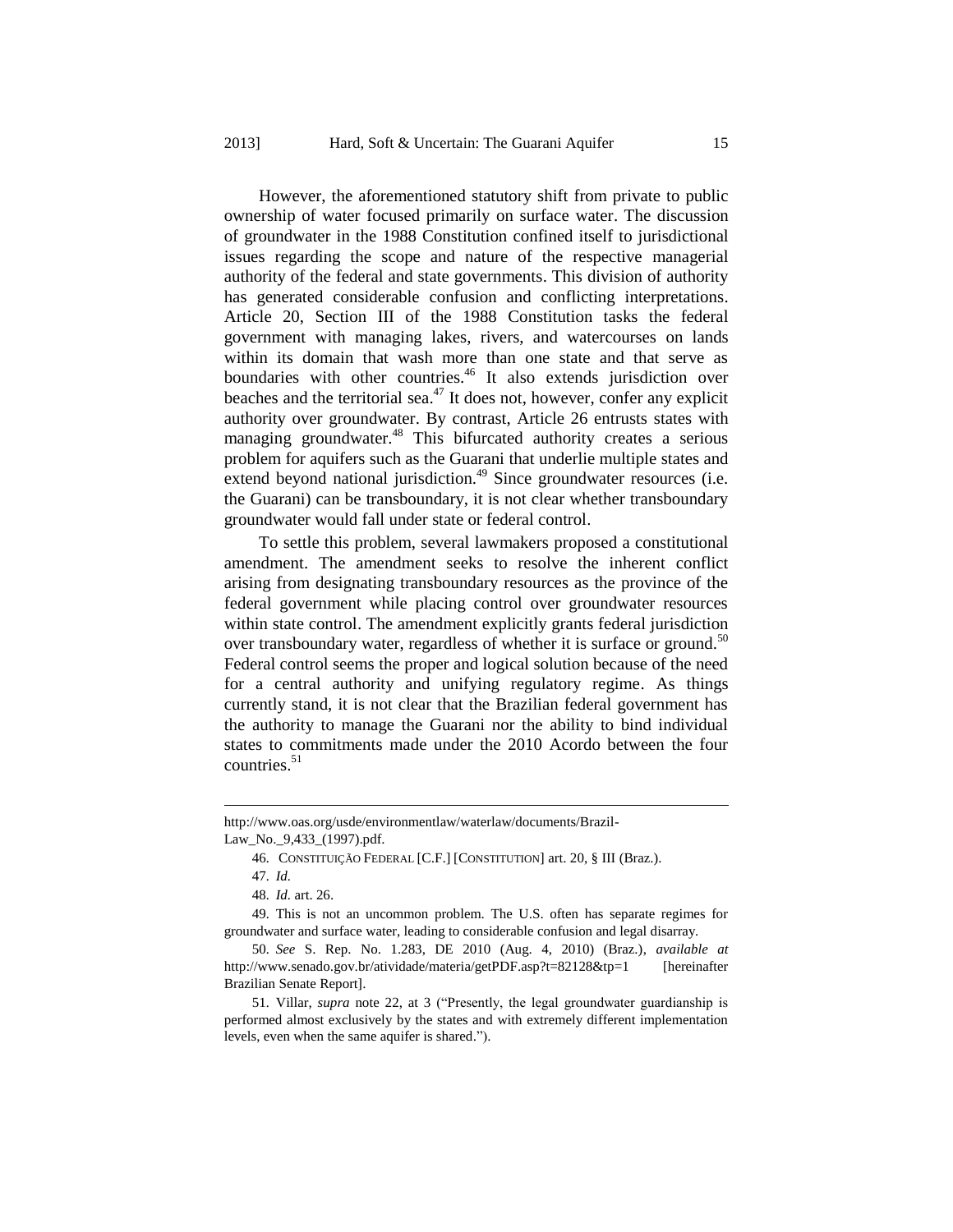However, the aforementioned statutory shift from private to public ownership of water focused primarily on surface water. The discussion of groundwater in the 1988 Constitution confined itself to jurisdictional issues regarding the scope and nature of the respective managerial authority of the federal and state governments. This division of authority has generated considerable confusion and conflicting interpretations. Article 20, Section III of the 1988 Constitution tasks the federal government with managing lakes, rivers, and watercourses on lands within its domain that wash more than one state and that serve as boundaries with other countries.[46] It also extends jurisdiction over beaches and the territorial sea.[47] It does not, however, confer any explicit authority over groundwater. By contrast, Article 26 entrusts states with managing groundwater.[48] This bifurcated authority creates a serious problem for aquifers such as the Guarani that underlie multiple states and extend beyond national jurisdiction.[49] Since groundwater resources (i.e. the Guarani) can be transboundary, it is not clear whether transboundary groundwater would fall under state or federal control.

To settle this problem, several lawmakers proposed a constitutional amendment. The amendment seeks to resolve the inherent conflict arising from designating transboundary resources as the province of the federal government while placing control over groundwater resources within state control. The amendment explicitly grants federal jurisdiction over transboundary water, regardless of whether it is surface or ground.[50] Federal control seems the proper and logical solution because of the need for a central authority and unifying regulatory regime. As things currently stand, it is not clear that the Brazilian federal government has the authority to manage the Guarani nor the ability to bind individual states to commitments made under the 2010 Acordo between the four countries.[51]

---

http://www.oas.org/usde/environmentlaw/waterlaw/documents/Brazil-Law_No._9,433_(1997).pdf.

46. CONSTITUIÇÃO FEDERAL [C.F.] [CONSTITUTION] art. 20, § III (Braz.).

47. *Id.*

48. *Id.* art. 26.

49. This is not an uncommon problem. The U.S. often has separate regimes for groundwater and surface water, leading to considerable confusion and legal disarray.

50. *See* S. Rep. No. 1.283, DE 2010 (Aug. 4, 2010) (Braz.), *available at* http://www.senado.gov.br/atividade/materia/getPDF.asp?t=82128&tp=1 [hereinafter Brazilian Senate Report].

51. Villar, *supra* note 22, at 3 ("Presently, the legal groundwater guardianship is performed almost exclusively by the states and with extremely different implementation levels, even when the same aquifer is shared.").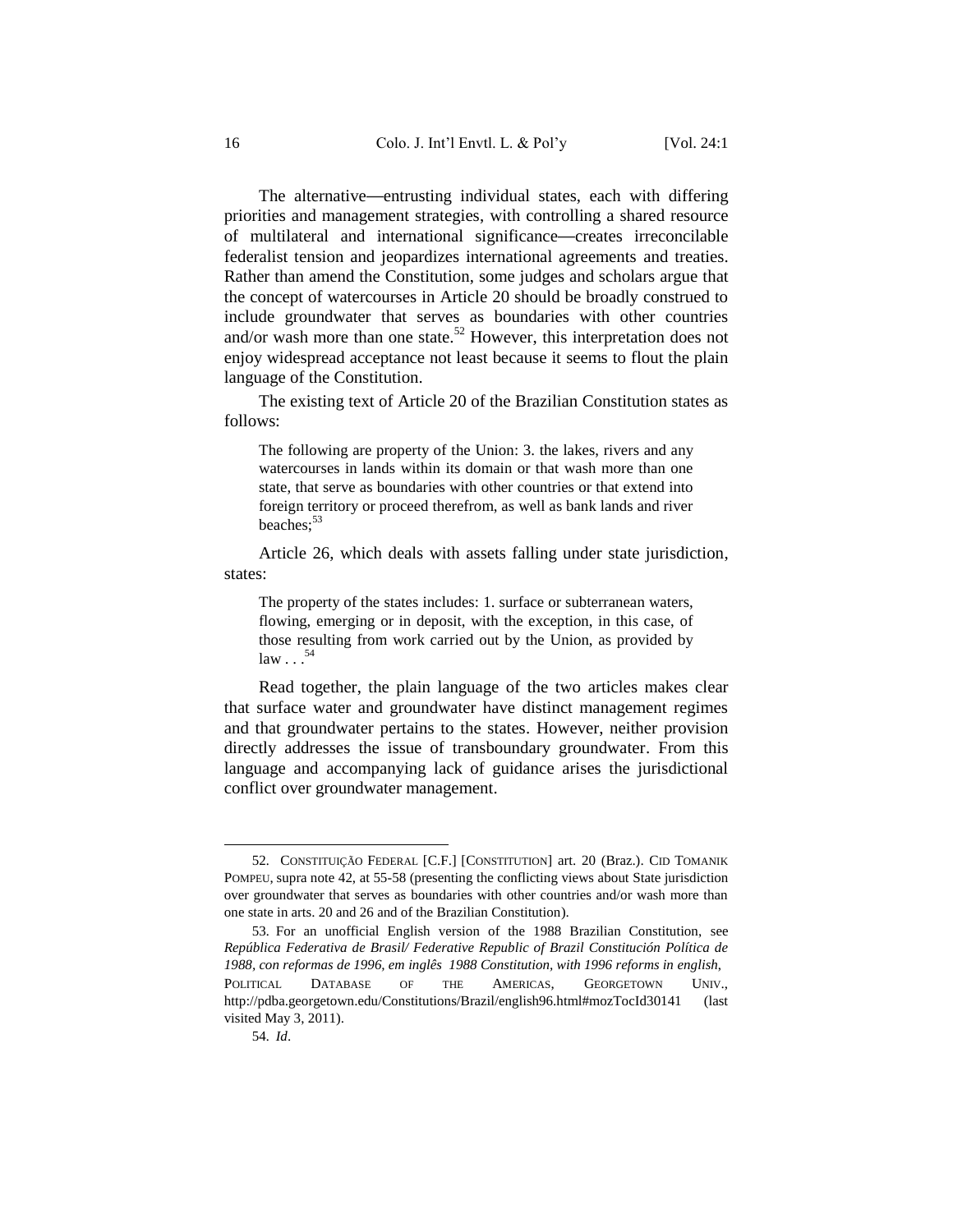The alternative—entrusting individual states, each with differing priorities and management strategies, with controlling a shared resource of multilateral and international significance—creates irreconcilable federalist tension and jeopardizes international agreements and treaties. Rather than amend the Constitution, some judges and scholars argue that the concept of watercourses in Article 20 should be broadly construed to include groundwater that serves as boundaries with other countries and/or wash more than one state.[52] However, this interpretation does not enjoy widespread acceptance not least because it seems to flout the plain language of the Constitution.

The existing text of Article 20 of the Brazilian Constitution states as follows:

> The following are property of the Union: 3. the lakes, rivers and any watercourses in lands within its domain or that wash more than one state, that serve as boundaries with other countries or that extend into foreign territory or proceed therefrom, as well as bank lands and river beaches;[53]

Article 26, which deals with assets falling under state jurisdiction, states:

> The property of the states includes: 1. surface or subterranean waters, flowing, emerging or in deposit, with the exception, in this case, of those resulting from work carried out by the Union, as provided by law . . .[54]

Read together, the plain language of the two articles makes clear that surface water and groundwater have distinct management regimes and that groundwater pertains to the states. However, neither provision directly addresses the issue of transboundary groundwater. From this language and accompanying lack of guidance arises the jurisdictional conflict over groundwater management.

---

52. CONSTITUIÇÃO FEDERAL [C.F.] [CONSTITUTION] art. 20 (Braz.). CID TOMANIK POMPEU, supra note 42, at 55-58 (presenting the conflicting views about State jurisdiction over groundwater that serves as boundaries with other countries and/or wash more than one state in arts. 20 and 26 and of the Brazilian Constitution).

53. For an unofficial English version of the 1988 Brazilian Constitution, see *República Federativa de Brasil/ Federative Republic of Brazil Constitución Política de 1988, con reformas de 1996, em inglês 1988 Constitution, with 1996 reforms in english*, POLITICAL DATABASE OF THE AMERICAS, GEORGETOWN UNIV., http://pdba.georgetown.edu/Constitutions/Brazil/english96.html#mozTocId30141 (last visited May 3, 2011).

54. *Id*.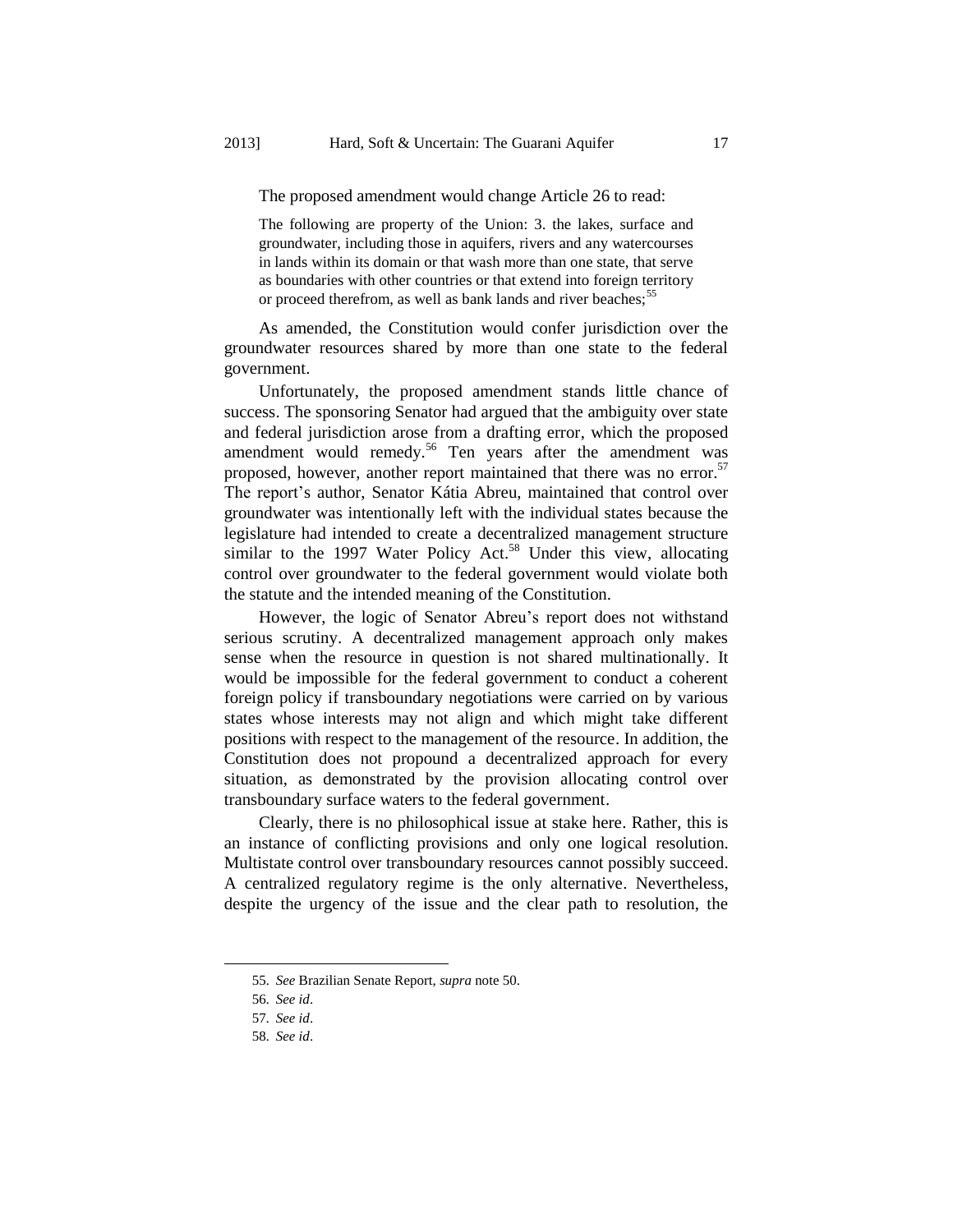The proposed amendment would change Article 26 to read:

> The following are property of the Union: 3. the lakes, surface and groundwater, including those in aquifers, rivers and any watercourses in lands within its domain or that wash more than one state, that serve as boundaries with other countries or that extend into foreign territory or proceed therefrom, as well as bank lands and river beaches;[55]

As amended, the Constitution would confer jurisdiction over the groundwater resources shared by more than one state to the federal government.

Unfortunately, the proposed amendment stands little chance of success. The sponsoring Senator had argued that the ambiguity over state and federal jurisdiction arose from a drafting error, which the proposed amendment would remedy.[56] Ten years after the amendment was proposed, however, another report maintained that there was no error.[57] The report's author, Senator Kátia Abreu, maintained that control over groundwater was intentionally left with the individual states because the legislature had intended to create a decentralized management structure similar to the 1997 Water Policy Act.[58] Under this view, allocating control over groundwater to the federal government would violate both the statute and the intended meaning of the Constitution.

However, the logic of Senator Abreu's report does not withstand serious scrutiny. A decentralized management approach only makes sense when the resource in question is not shared multinationally. It would be impossible for the federal government to conduct a coherent foreign policy if transboundary negotiations were carried on by various states whose interests may not align and which might take different positions with respect to the management of the resource. In addition, the Constitution does not propound a decentralized approach for every situation, as demonstrated by the provision allocating control over transboundary surface waters to the federal government.

Clearly, there is no philosophical issue at stake here. Rather, this is an instance of conflicting provisions and only one logical resolution. Multistate control over transboundary resources cannot possibly succeed. A centralized regulatory regime is the only alternative. Nevertheless, despite the urgency of the issue and the clear path to resolution, the

---

55. *See* Brazilian Senate Report, *supra* note 50.

56. *See id*.

57. *See id*.

58. *See id*.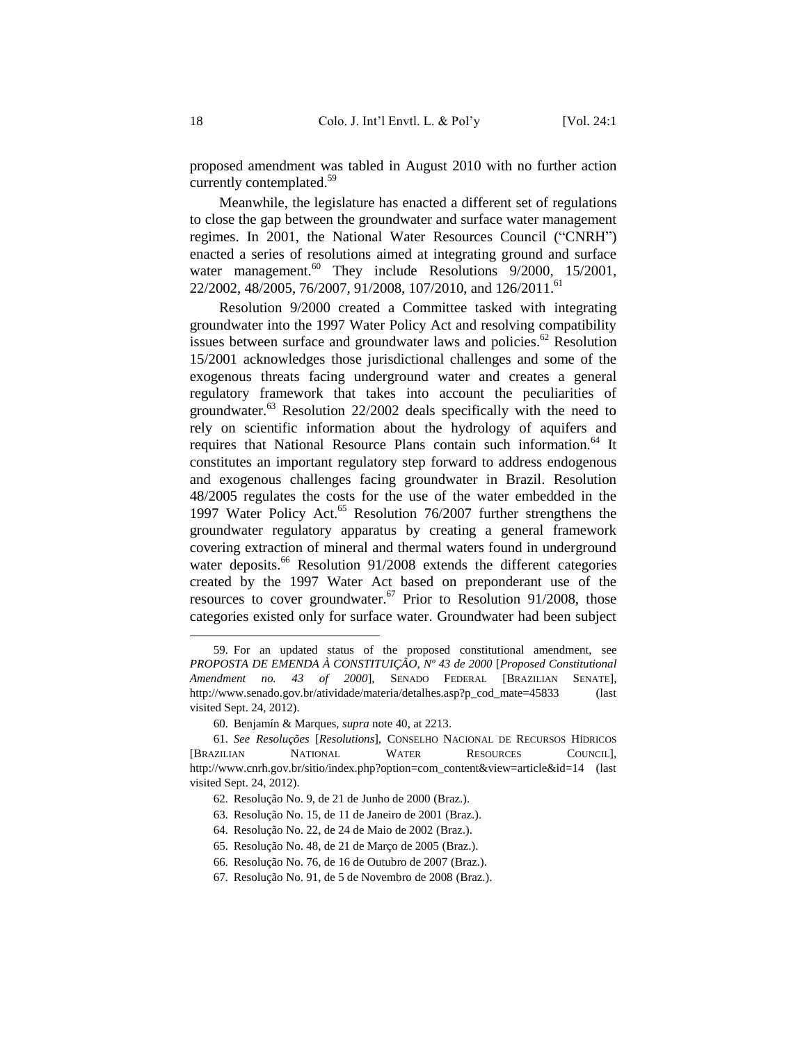proposed amendment was tabled in August 2010 with no further action currently contemplated.[59]

Meanwhile, the legislature has enacted a different set of regulations to close the gap between the groundwater and surface water management regimes. In 2001, the National Water Resources Council ("CNRH") enacted a series of resolutions aimed at integrating ground and surface water management.[60] They include Resolutions 9/2000, 15/2001, 22/2002, 48/2005, 76/2007, 91/2008, 107/2010, and 126/2011.[61]

Resolution 9/2000 created a Committee tasked with integrating groundwater into the 1997 Water Policy Act and resolving compatibility issues between surface and groundwater laws and policies.[62] Resolution 15/2001 acknowledges those jurisdictional challenges and some of the exogenous threats facing underground water and creates a general regulatory framework that takes into account the peculiarities of groundwater.[63] Resolution 22/2002 deals specifically with the need to rely on scientific information about the hydrology of aquifers and requires that National Resource Plans contain such information.[64] It constitutes an important regulatory step forward to address endogenous and exogenous challenges facing groundwater in Brazil. Resolution 48/2005 regulates the costs for the use of the water embedded in the 1997 Water Policy Act.[65] Resolution 76/2007 further strengthens the groundwater regulatory apparatus by creating a general framework covering extraction of mineral and thermal waters found in underground water deposits.[66] Resolution 91/2008 extends the different categories created by the 1997 Water Act based on preponderant use of the resources to cover groundwater.[67] Prior to Resolution 91/2008, those categories existed only for surface water. Groundwater had been subject

---

59. For an updated status of the proposed constitutional amendment, see *PROPOSTA DE EMENDA À CONSTITUIÇÃO, Nº 43 de 2000* [*Proposed Constitutional Amendment no. 43 of 2000*], SENADO FEDERAL [BRAZILIAN SENATE], http://www.senado.gov.br/atividade/materia/detalhes.asp?p_cod_mate=45833 (last visited Sept. 24, 2012).

60. Benjamín & Marques, *supra* note 40, at 2213.

61. *See Resoluções* [*Resolutions*], CONSELHO NACIONAL DE RECURSOS HÍDRICOS [BRAZILIAN NATIONAL WATER RESOURCES COUNCIL], http://www.cnrh.gov.br/sitio/index.php?option=com_content&view=article&id=14 (last visited Sept. 24, 2012).

62. Resolução No. 9, de 21 de Junho de 2000 (Braz.).

63. Resolução No. 15, de 11 de Janeiro de 2001 (Braz.).

64. Resolução No. 22, de 24 de Maio de 2002 (Braz.).

65. Resolução No. 48, de 21 de Março de 2005 (Braz.).

66. Resolução No. 76, de 16 de Outubro de 2007 (Braz.).

67. Resolução No. 91, de 5 de Novembro de 2008 (Braz.).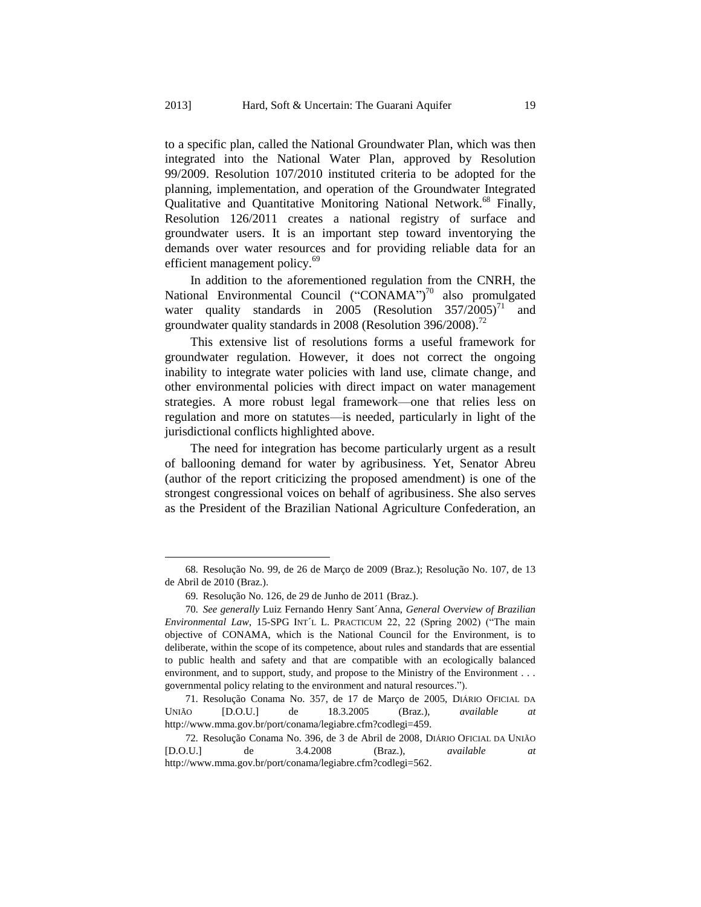to a specific plan, called the National Groundwater Plan, which was then integrated into the National Water Plan, approved by Resolution 99/2009. Resolution 107/2010 instituted criteria to be adopted for the planning, implementation, and operation of the Groundwater Integrated Qualitative and Quantitative Monitoring National Network.[68] Finally, Resolution 126/2011 creates a national registry of surface and groundwater users. It is an important step toward inventorying the demands over water resources and for providing reliable data for an efficient management policy.[69]

In addition to the aforementioned regulation from the CNRH, the National Environmental Council ("CONAMA")[70] also promulgated water quality standards in 2005 (Resolution 357/2005)[71] and groundwater quality standards in 2008 (Resolution 396/2008).[72]

This extensive list of resolutions forms a useful framework for groundwater regulation. However, it does not correct the ongoing inability to integrate water policies with land use, climate change, and other environmental policies with direct impact on water management strategies. A more robust legal framework—one that relies less on regulation and more on statutes—is needed, particularly in light of the jurisdictional conflicts highlighted above.

The need for integration has become particularly urgent as a result of ballooning demand for water by agribusiness. Yet, Senator Abreu (author of the report criticizing the proposed amendment) is one of the strongest congressional voices on behalf of agribusiness. She also serves as the President of the Brazilian National Agriculture Confederation, an

---

68. Resolução No. 99, de 26 de Março de 2009 (Braz.); Resolução No. 107, de 13 de Abril de 2010 (Braz.).

69. Resolução No. 126, de 29 de Junho de 2011 (Braz.).

70. *See generally* Luiz Fernando Henry Sant´Anna, *General Overview of Brazilian Environmental Law*, 15-SPG INT´L L. PRACTICUM 22, 22 (Spring 2002) ("The main objective of CONAMA, which is the National Council for the Environment, is to deliberate, within the scope of its competence, about rules and standards that are essential to public health and safety and that are compatible with an ecologically balanced environment, and to support, study, and propose to the Ministry of the Environment . . . governmental policy relating to the environment and natural resources.").

71. Resolução Conama No. 357, de 17 de Março de 2005, DIÁRIO OFICIAL DA UNIÃO [D.O.U.] de 18.3.2005 (Braz.), *available at* http://www.mma.gov.br/port/conama/legiabre.cfm?codlegi=459.

72. Resolução Conama No. 396, de 3 de Abril de 2008, DIÁRIO OFICIAL DA UNIÃO [D.O.U.] de 3.4.2008 (Braz.), *available at* http://www.mma.gov.br/port/conama/legiabre.cfm?codlegi=562.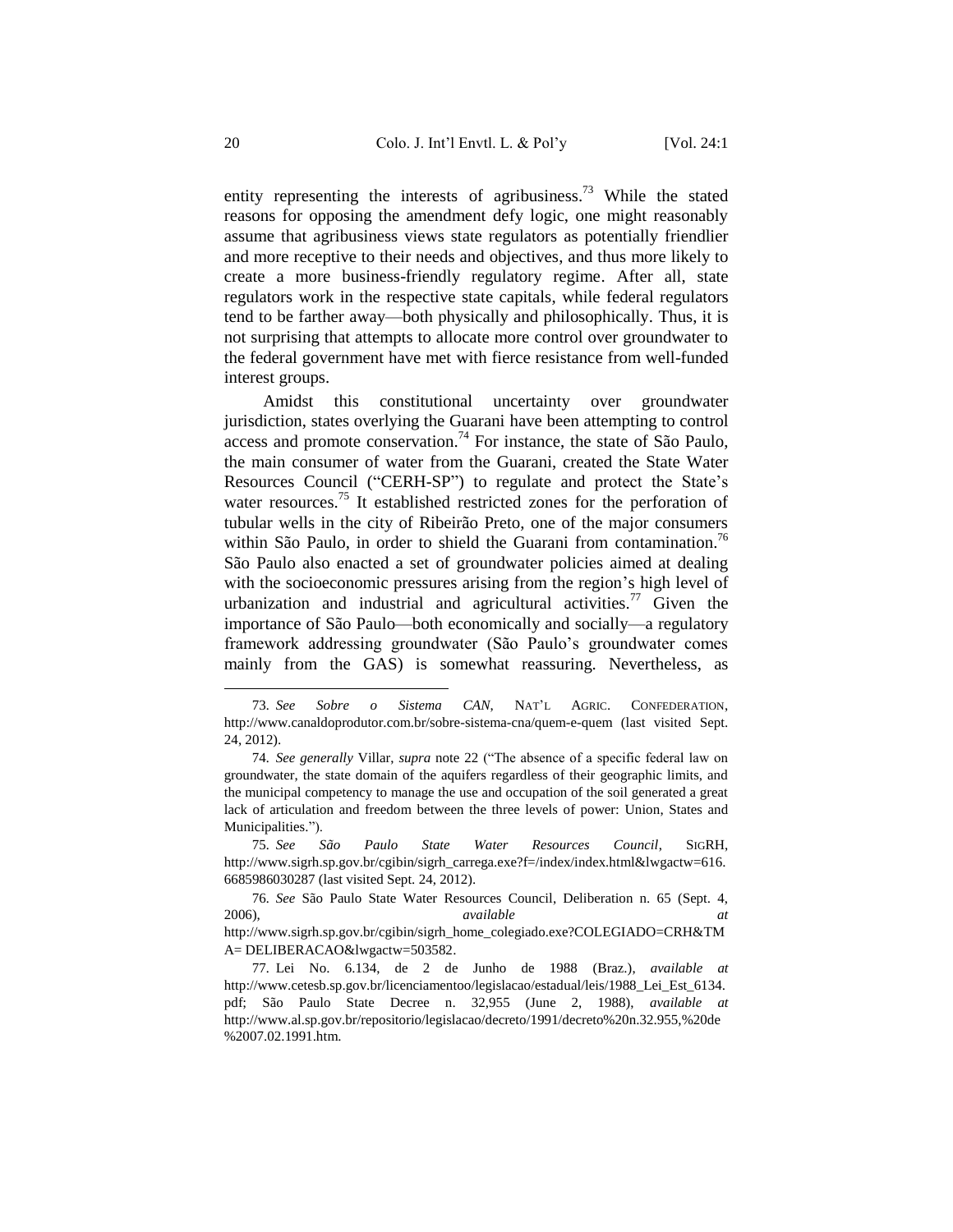entity representing the interests of agribusiness.[73] While the stated reasons for opposing the amendment defy logic, one might reasonably assume that agribusiness views state regulators as potentially friendlier and more receptive to their needs and objectives, and thus more likely to create a more business-friendly regulatory regime. After all, state regulators work in the respective state capitals, while federal regulators tend to be farther away—both physically and philosophically. Thus, it is not surprising that attempts to allocate more control over groundwater to the federal government have met with fierce resistance from well-funded interest groups.

Amidst this constitutional uncertainty over groundwater jurisdiction, states overlying the Guarani have been attempting to control access and promote conservation.[74] For instance, the state of São Paulo, the main consumer of water from the Guarani, created the State Water Resources Council ("CERH-SP") to regulate and protect the State's water resources.[75] It established restricted zones for the perforation of tubular wells in the city of Ribeirão Preto, one of the major consumers within São Paulo, in order to shield the Guarani from contamination.[76] São Paulo also enacted a set of groundwater policies aimed at dealing with the socioeconomic pressures arising from the region's high level of urbanization and industrial and agricultural activities.[77] Given the importance of São Paulo—both economically and socially—a regulatory framework addressing groundwater (São Paulo's groundwater comes mainly from the GAS) is somewhat reassuring. Nevertheless, as

---

73. *See Sobre o Sistema CAN*, NAT'L AGRIC. CONFEDERATION, http://www.canaldoprodutor.com.br/sobre-sistema-cna/quem-e-quem (last visited Sept. 24, 2012).

74. *See generally* Villar, *supra* note 22 ("The absence of a specific federal law on groundwater, the state domain of the aquifers regardless of their geographic limits, and the municipal competency to manage the use and occupation of the soil generated a great lack of articulation and freedom between the three levels of power: Union, States and Municipalities.").

75. *See São Paulo State Water Resources Council*, SIGRH, http://www.sigrh.sp.gov.br/cgibin/sigrh_carrega.exe?f=/index/index.html&lwgactw=616.6685986030287 (last visited Sept. 24, 2012).

76. *See* São Paulo State Water Resources Council, Deliberation n. 65 (Sept. 4, 2006), *available at* http://www.sigrh.sp.gov.br/cgibin/sigrh_home_colegiado.exe?COLEGIADO=CRH&TMA= DELIBERACAO&lwgactw=503582.

77. Lei No. 6.134, de 2 de Junho de 1988 (Braz.), *available at* http://www.cetesb.sp.gov.br/licenciamentoo/legislacao/estadual/leis/1988_Lei_Est_6134.pdf; São Paulo State Decree n. 32,955 (June 2, 1988), *available at* http://www.al.sp.gov.br/repositorio/legislacao/decreto/1991/decreto%20n.32.955,%20de%2007.02.1991.htm.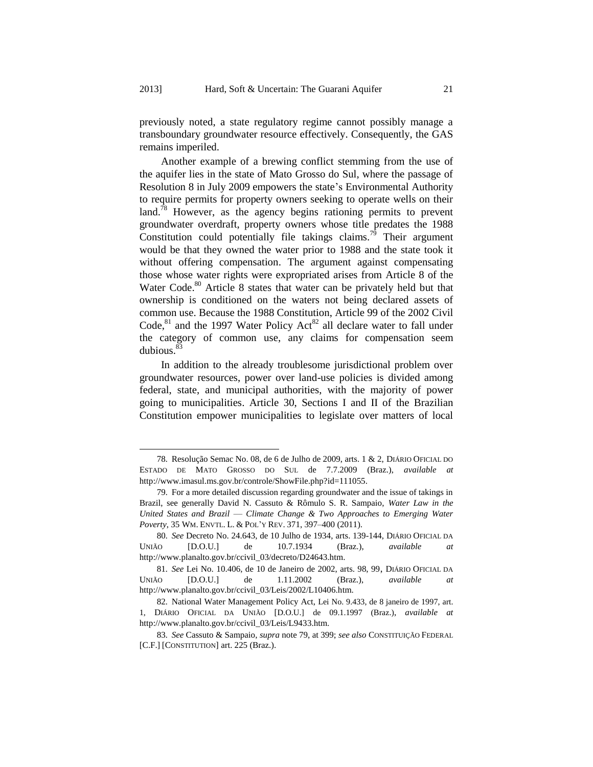previously noted, a state regulatory regime cannot possibly manage a transboundary groundwater resource effectively. Consequently, the GAS remains imperiled.

Another example of a brewing conflict stemming from the use of the aquifer lies in the state of Mato Grosso do Sul, where the passage of Resolution 8 in July 2009 empowers the state's Environmental Authority to require permits for property owners seeking to operate wells on their land.[78] However, as the agency begins rationing permits to prevent groundwater overdraft, property owners whose title predates the 1988 Constitution could potentially file takings claims.[79] Their argument would be that they owned the water prior to 1988 and the state took it without offering compensation. The argument against compensating those whose water rights were expropriated arises from Article 8 of the Water Code.[80] Article 8 states that water can be privately held but that ownership is conditioned on the waters not being declared assets of common use. Because the 1988 Constitution, Article 99 of the 2002 Civil Code,[81] and the 1997 Water Policy Act[82] all declare water to fall under the category of common use, any claims for compensation seem dubious.[83]

In addition to the already troublesome jurisdictional problem over groundwater resources, power over land-use policies is divided among federal, state, and municipal authorities, with the majority of power going to municipalities. Article 30, Sections I and II of the Brazilian Constitution empower municipalities to legislate over matters of local

---

78. Resolução Semac No. 08, de 6 de Julho de 2009, arts. 1 & 2, DIÁRIO OFICIAL DO ESTADO DE MATO GROSSO DO SUL de 7.7.2009 (Braz.), *available at* http://www.imasul.ms.gov.br/controle/ShowFile.php?id=111055.

79. For a more detailed discussion regarding groundwater and the issue of takings in Brazil, see generally David N. Cassuto & Rômulo S. R. Sampaio, *Water Law in the United States and Brazil — Climate Change & Two Approaches to Emerging Water Poverty*, 35 WM. ENVTL. L. & POL'Y REV. 371, 397–400 (2011).

80. *See* Decreto No. 24.643, de 10 Julho de 1934, arts. 139-144, DIÁRIO OFICIAL DA UNIÃO [D.O.U.] de 10.7.1934 (Braz.), *available at* http://www.planalto.gov.br/ccivil_03/decreto/D24643.htm.

81. *See* Lei No. 10.406, de 10 de Janeiro de 2002, arts. 98, 99, DIÁRIO OFICIAL DA UNIÃO [D.O.U.] de 1.11.2002 (Braz.), *available at* http://www.planalto.gov.br/ccivil_03/Leis/2002/L10406.htm.

82. National Water Management Policy Act, Lei No. 9.433, de 8 janeiro de 1997, art. 1, DIÁRIO OFICIAL DA UNIÃO [D.O.U.] de 09.1.1997 (Braz.), *available at* http://www.planalto.gov.br/ccivil_03/Leis/L9433.htm.

83. *See* Cassuto & Sampaio, *supra* note 79, at 399; *see also* CONSTITUIÇÃO FEDERAL [C.F.] [CONSTITUTION] art. 225 (Braz.).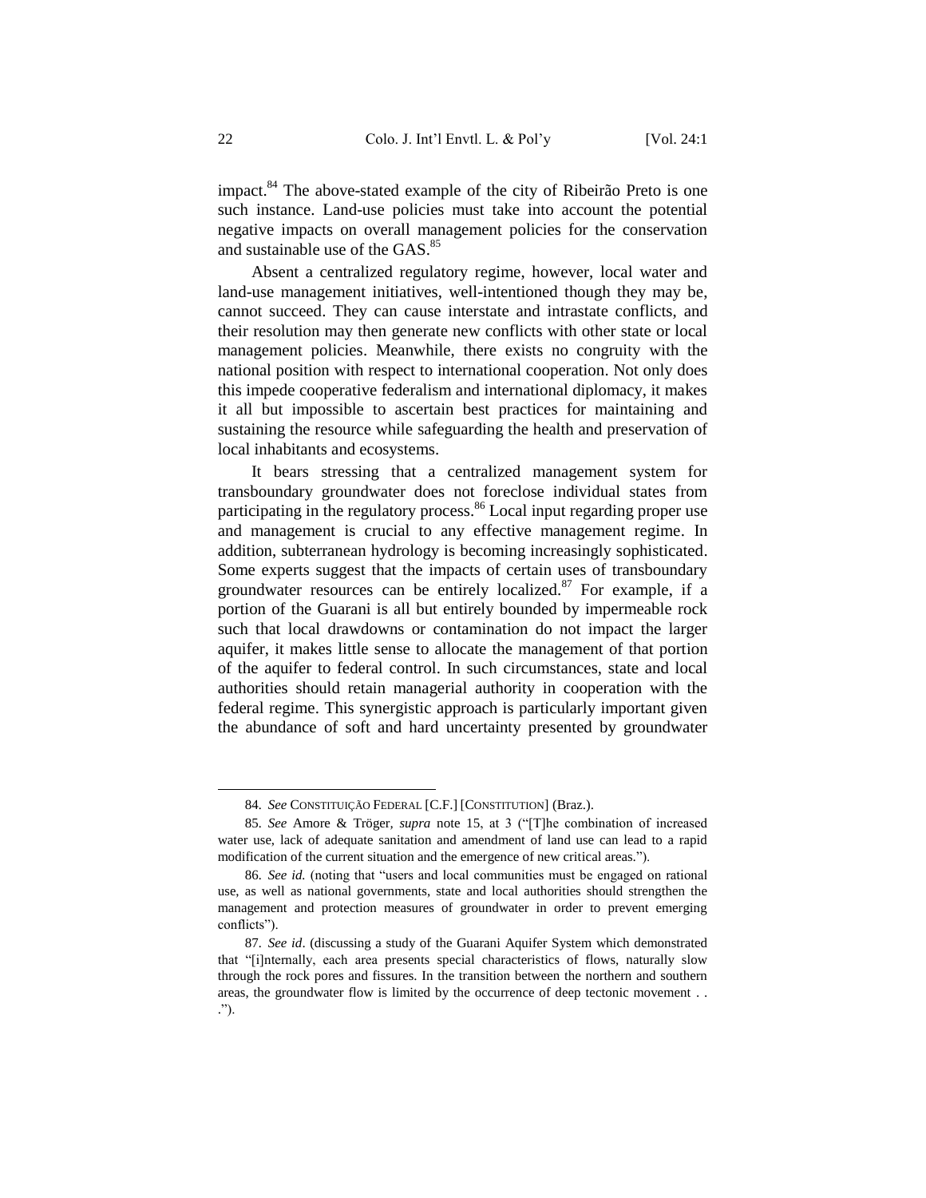impact.[84] The above-stated example of the city of Ribeirão Preto is one such instance. Land-use policies must take into account the potential negative impacts on overall management policies for the conservation and sustainable use of the GAS.[85]

Absent a centralized regulatory regime, however, local water and land-use management initiatives, well-intentioned though they may be, cannot succeed. They can cause interstate and intrastate conflicts, and their resolution may then generate new conflicts with other state or local management policies. Meanwhile, there exists no congruity with the national position with respect to international cooperation. Not only does this impede cooperative federalism and international diplomacy, it makes it all but impossible to ascertain best practices for maintaining and sustaining the resource while safeguarding the health and preservation of local inhabitants and ecosystems.

It bears stressing that a centralized management system for transboundary groundwater does not foreclose individual states from participating in the regulatory process.[86] Local input regarding proper use and management is crucial to any effective management regime. In addition, subterranean hydrology is becoming increasingly sophisticated. Some experts suggest that the impacts of certain uses of transboundary groundwater resources can be entirely localized.[87] For example, if a portion of the Guarani is all but entirely bounded by impermeable rock such that local drawdowns or contamination do not impact the larger aquifer, it makes little sense to allocate the management of that portion of the aquifer to federal control. In such circumstances, state and local authorities should retain managerial authority in cooperation with the federal regime. This synergistic approach is particularly important given the abundance of soft and hard uncertainty presented by groundwater

---

84. *See* CONSTITUIÇÃO FEDERAL [C.F.] [CONSTITUTION] (Braz.).

85. *See* Amore & Tröger, *supra* note 15, at 3 ("[T]he combination of increased water use, lack of adequate sanitation and amendment of land use can lead to a rapid modification of the current situation and the emergence of new critical areas.").

86. *See id.* (noting that "users and local communities must be engaged on rational use, as well as national governments, state and local authorities should strengthen the management and protection measures of groundwater in order to prevent emerging conflicts").

87. *See id*. (discussing a study of the Guarani Aquifer System which demonstrated that "[i]nternally, each area presents special characteristics of flows, naturally slow through the rock pores and fissures. In the transition between the northern and southern areas, the groundwater flow is limited by the occurrence of deep tectonic movement . . .").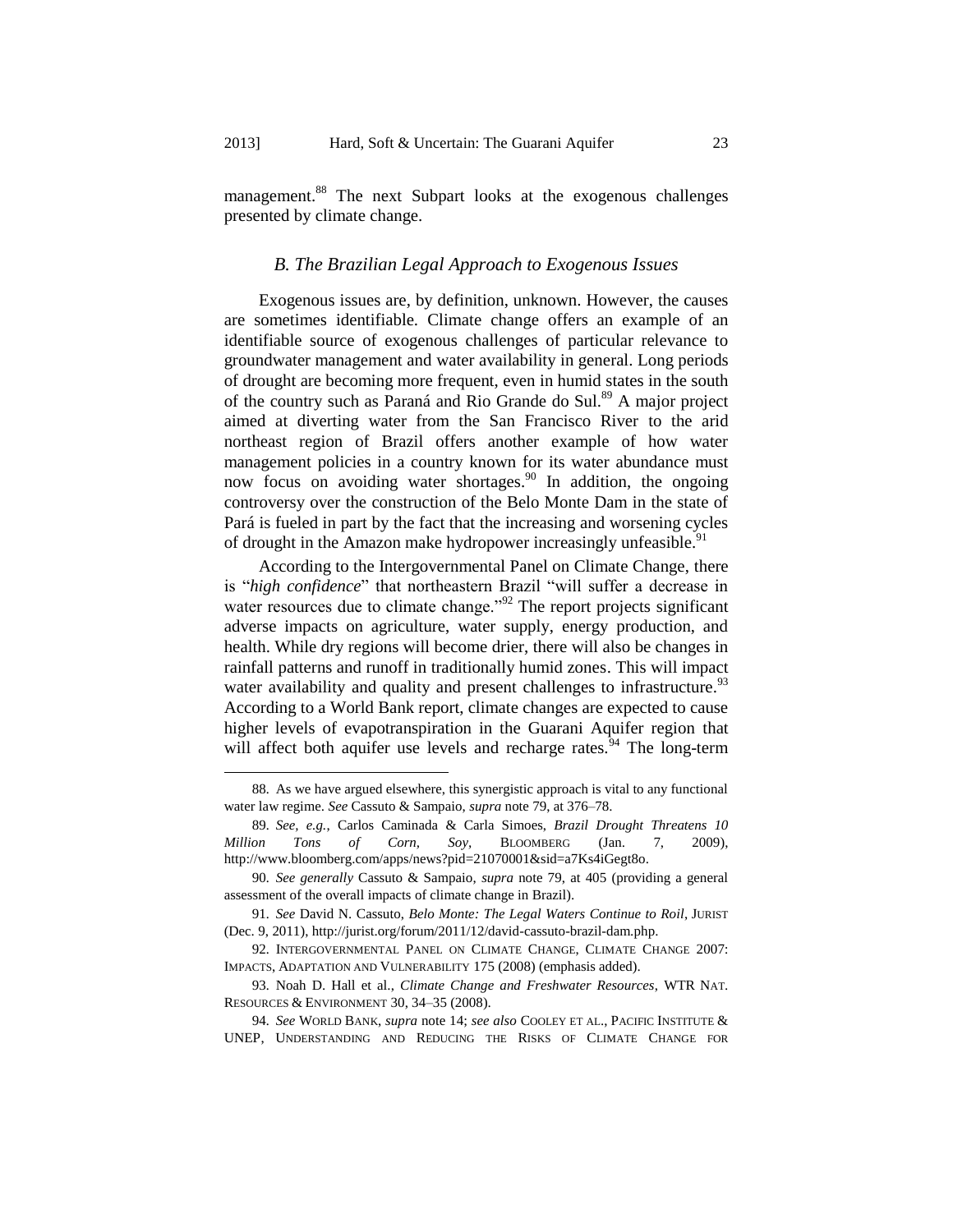management.[88] The next Subpart looks at the exogenous challenges presented by climate change.

### *B. The Brazilian Legal Approach to Exogenous Issues*

Exogenous issues are, by definition, unknown. However, the causes are sometimes identifiable. Climate change offers an example of an identifiable source of exogenous challenges of particular relevance to groundwater management and water availability in general. Long periods of drought are becoming more frequent, even in humid states in the south of the country such as Paraná and Rio Grande do Sul.[89] A major project aimed at diverting water from the San Francisco River to the arid northeast region of Brazil offers another example of how water management policies in a country known for its water abundance must now focus on avoiding water shortages.[90] In addition, the ongoing controversy over the construction of the Belo Monte Dam in the state of Pará is fueled in part by the fact that the increasing and worsening cycles of drought in the Amazon make hydropower increasingly unfeasible.[91]

According to the Intergovernmental Panel on Climate Change, there is "*high confidence*" that northeastern Brazil "will suffer a decrease in water resources due to climate change."[92] The report projects significant adverse impacts on agriculture, water supply, energy production, and health. While dry regions will become drier, there will also be changes in rainfall patterns and runoff in traditionally humid zones. This will impact water availability and quality and present challenges to infrastructure.[93] According to a World Bank report, climate changes are expected to cause higher levels of evapotranspiration in the Guarani Aquifer region that will affect both aquifer use levels and recharge rates.[94] The long-term

---

88. As we have argued elsewhere, this synergistic approach is vital to any functional water law regime. *See* Cassuto & Sampaio, *supra* note 79, at 376–78.

89. *See, e.g.*, Carlos Caminada & Carla Simoes, *Brazil Drought Threatens 10 Million Tons of Corn, Soy*, BLOOMBERG (Jan. 7, 2009), http://www.bloomberg.com/apps/news?pid=21070001&sid=a7Ks4iGegt8o.

90. *See generally* Cassuto & Sampaio, *supra* note 79, at 405 (providing a general assessment of the overall impacts of climate change in Brazil).

91. *See* David N. Cassuto, *Belo Monte: The Legal Waters Continue to Roil*, JURIST (Dec. 9, 2011), http://jurist.org/forum/2011/12/david-cassuto-brazil-dam.php.

92. INTERGOVERNMENTAL PANEL ON CLIMATE CHANGE, CLIMATE CHANGE 2007: IMPACTS, ADAPTATION AND VULNERABILITY 175 (2008) (emphasis added).

93. Noah D. Hall et al., *Climate Change and Freshwater Resources*, WTR NAT. RESOURCES & ENVIRONMENT 30, 34–35 (2008).

94. *See* WORLD BANK, *supra* note 14; *see also* COOLEY ET AL., PACIFIC INSTITUTE & UNEP, UNDERSTANDING AND REDUCING THE RISKS OF CLIMATE CHANGE FOR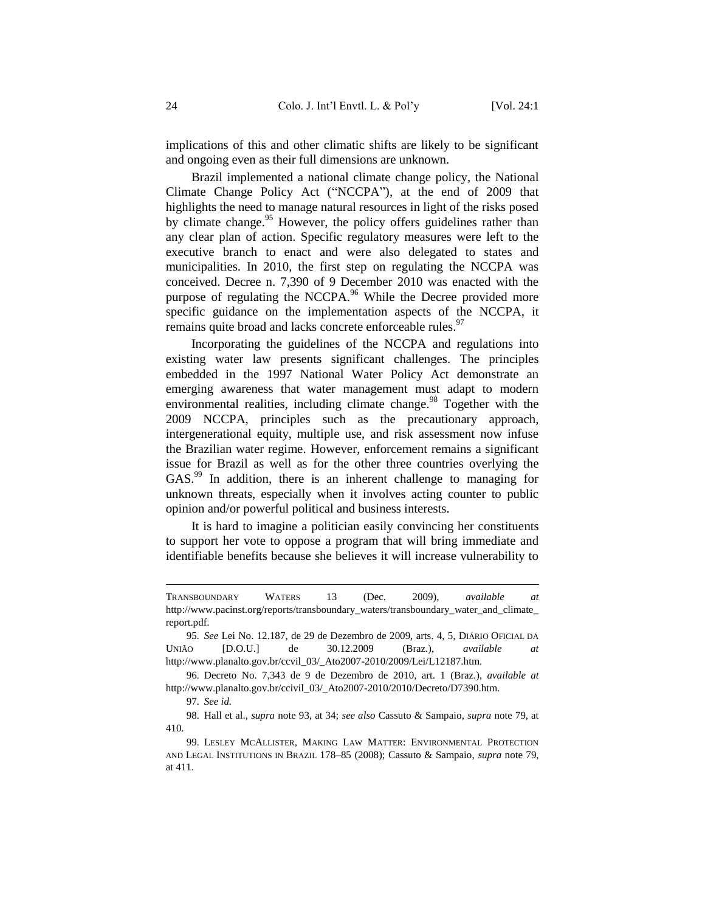implications of this and other climatic shifts are likely to be significant and ongoing even as their full dimensions are unknown.

Brazil implemented a national climate change policy, the National Climate Change Policy Act ("NCCPA"), at the end of 2009 that highlights the need to manage natural resources in light of the risks posed by climate change.[95] However, the policy offers guidelines rather than any clear plan of action. Specific regulatory measures were left to the executive branch to enact and were also delegated to states and municipalities. In 2010, the first step on regulating the NCCPA was conceived. Decree n. 7,390 of 9 December 2010 was enacted with the purpose of regulating the NCCPA.[96] While the Decree provided more specific guidance on the implementation aspects of the NCCPA, it remains quite broad and lacks concrete enforceable rules.[97]

Incorporating the guidelines of the NCCPA and regulations into existing water law presents significant challenges. The principles embedded in the 1997 National Water Policy Act demonstrate an emerging awareness that water management must adapt to modern environmental realities, including climate change.[98] Together with the 2009 NCCPA, principles such as the precautionary approach, intergenerational equity, multiple use, and risk assessment now infuse the Brazilian water regime. However, enforcement remains a significant issue for Brazil as well as for the other three countries overlying the GAS.[99] In addition, there is an inherent challenge to managing for unknown threats, especially when it involves acting counter to public opinion and/or powerful political and business interests.

It is hard to imagine a politician easily convincing her constituents to support her vote to oppose a program that will bring immediate and identifiable benefits because she believes it will increase vulnerability to

---

TRANSBOUNDARY WATERS 13 (Dec. 2009), *available at* http://www.pacinst.org/reports/transboundary_waters/transboundary_water_and_climate_report.pdf.

95. *See* Lei No. 12.187, de 29 de Dezembro de 2009, arts. 4, 5, DIÁRIO OFICIAL DA UNIÃO [D.O.U.] de 30.12.2009 (Braz.), *available at* http://www.planalto.gov.br/ccvil_03/_Ato2007-2010/2009/Lei/L12187.htm.

96. Decreto No. 7,343 de 9 de Dezembro de 2010, art. 1 (Braz.), *available at* http://www.planalto.gov.br/ccivil_03/_Ato2007-2010/2010/Decreto/D7390.htm.

97. *See id.*

98. Hall et al., *supra* note 93, at 34; *see also* Cassuto & Sampaio, *supra* note 79, at 410.

99. LESLEY MCALLISTER, MAKING LAW MATTER: ENVIRONMENTAL PROTECTION AND LEGAL INSTITUTIONS IN BRAZIL 178–85 (2008); Cassuto & Sampaio, *supra* note 79, at 411.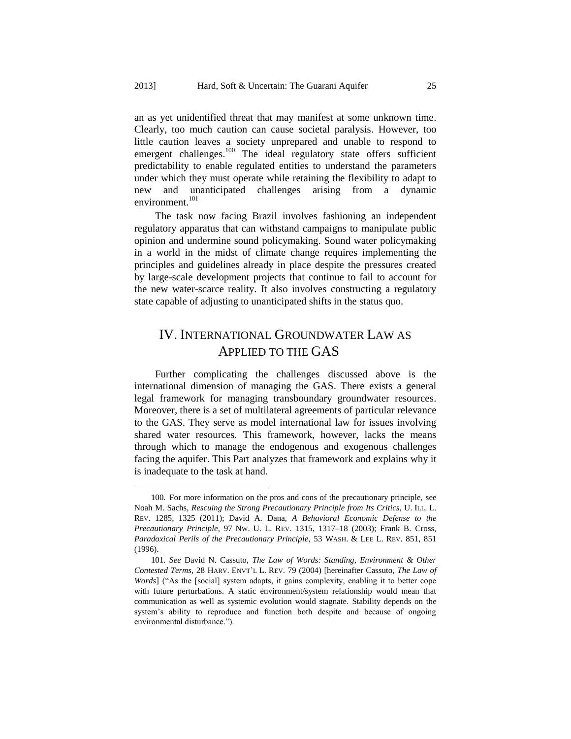an as yet unidentified threat that may manifest at some unknown time. Clearly, too much caution can cause societal paralysis. However, too little caution leaves a society unprepared and unable to respond to emergent challenges.[100] The ideal regulatory state offers sufficient predictability to enable regulated entities to understand the parameters under which they must operate while retaining the flexibility to adapt to new and unanticipated challenges arising from a dynamic environment.[101]

The task now facing Brazil involves fashioning an independent regulatory apparatus that can withstand campaigns to manipulate public opinion and undermine sound policymaking. Sound water policymaking in a world in the midst of climate change requires implementing the principles and guidelines already in place despite the pressures created by large-scale development projects that continue to fail to account for the new water-scarce reality. It also involves constructing a regulatory state capable of adjusting to unanticipated shifts in the status quo.

## IV. International Groundwater Law as Applied to the GAS

Further complicating the challenges discussed above is the international dimension of managing the GAS. There exists a general legal framework for managing transboundary groundwater resources. Moreover, there is a set of multilateral agreements of particular relevance to the GAS. They serve as model international law for issues involving shared water resources. This framework, however, lacks the means through which to manage the endogenous and exogenous challenges facing the aquifer. This Part analyzes that framework and explains why it is inadequate to the task at hand.

---

100. For more information on the pros and cons of the precautionary principle, see Noah M. Sachs, *Rescuing the Strong Precautionary Principle from Its Critics*, U. ILL. L. REV. 1285, 1325 (2011); David A. Dana, *A Behavioral Economic Defense to the Precautionary Principle*, 97 NW. U. L. REV. 1315, 1317–18 (2003); Frank B. Cross, *Paradoxical Perils of the Precautionary Principle*, 53 WASH. & LEE L. REV. 851, 851 (1996).

101. *See* David N. Cassuto, *The Law of Words: Standing, Environment & Other Contested Terms*, 28 HARV. ENVT'L L. REV. 79 (2004) [hereinafter Cassuto, *The Law of Words*] ("As the [social] system adapts, it gains complexity, enabling it to better cope with future perturbations. A static environment/system relationship would mean that communication as well as systemic evolution would stagnate. Stability depends on the system's ability to reproduce and function both despite and because of ongoing environmental disturbance.").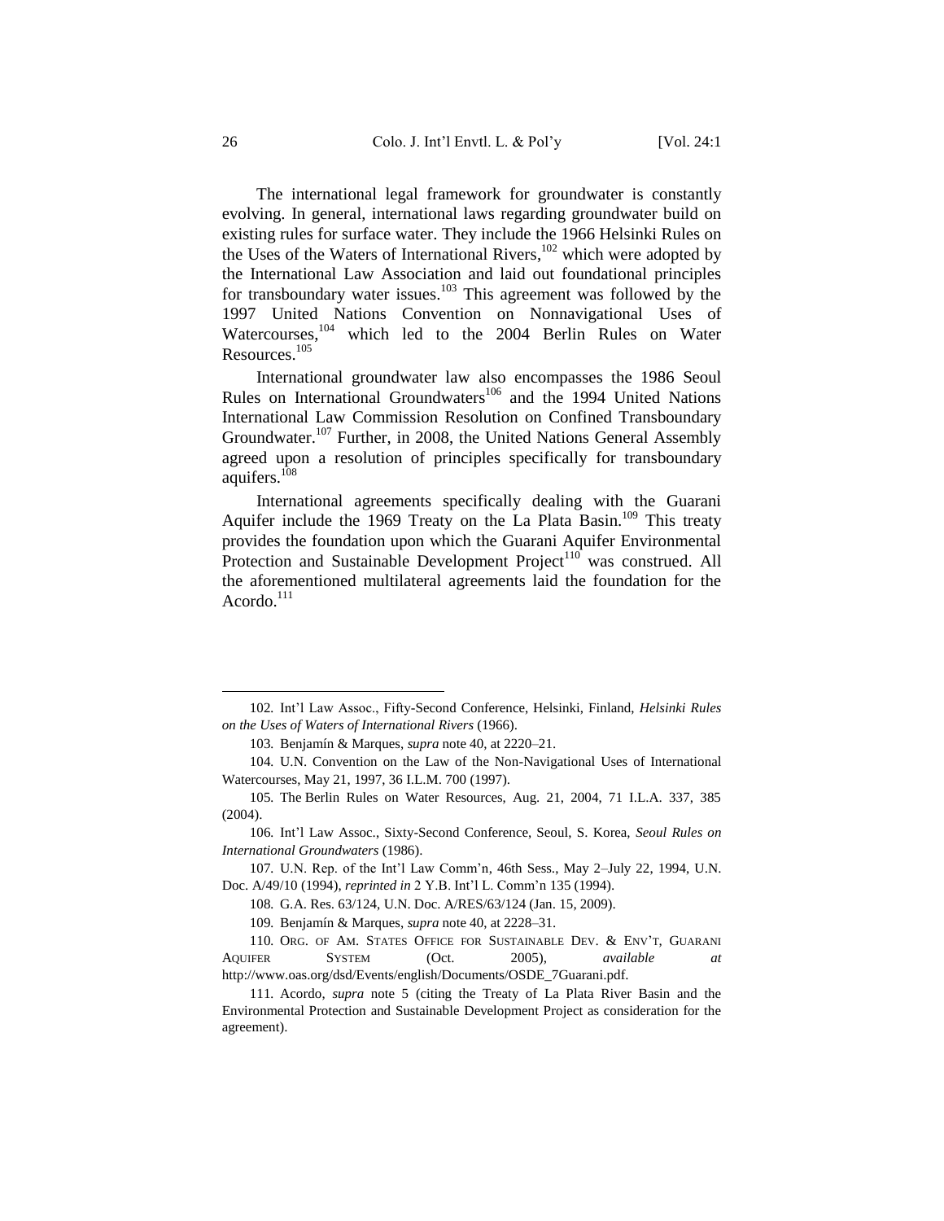The international legal framework for groundwater is constantly evolving. In general, international laws regarding groundwater build on existing rules for surface water. They include the 1966 Helsinki Rules on the Uses of the Waters of International Rivers,[102] which were adopted by the International Law Association and laid out foundational principles for transboundary water issues.[103] This agreement was followed by the 1997 United Nations Convention on Nonnavigational Uses of Watercourses,[104] which led to the 2004 Berlin Rules on Water Resources.[105]

International groundwater law also encompasses the 1986 Seoul Rules on International Groundwaters[106] and the 1994 United Nations International Law Commission Resolution on Confined Transboundary Groundwater.[107] Further, in 2008, the United Nations General Assembly agreed upon a resolution of principles specifically for transboundary aquifers.[108]

International agreements specifically dealing with the Guarani Aquifer include the 1969 Treaty on the La Plata Basin.[109] This treaty provides the foundation upon which the Guarani Aquifer Environmental Protection and Sustainable Development Project[110] was construed. All the aforementioned multilateral agreements laid the foundation for the Acordo.[111]

---

102. Int'l Law Assoc., Fifty-Second Conference, Helsinki, Finland, *Helsinki Rules on the Uses of Waters of International Rivers* (1966).

103. Benjamín & Marques, *supra* note 40, at 2220–21.

104. U.N. Convention on the Law of the Non-Navigational Uses of International Watercourses, May 21, 1997, 36 I.L.M. 700 (1997).

105. The Berlin Rules on Water Resources, Aug. 21, 2004, 71 I.L.A. 337, 385 (2004).

106. Int'l Law Assoc., Sixty-Second Conference, Seoul, S. Korea, *Seoul Rules on International Groundwaters* (1986).

107. U.N. Rep. of the Int'l Law Comm'n, 46th Sess., May 2–July 22, 1994, U.N. Doc. A/49/10 (1994), *reprinted in* 2 Y.B. Int'l L. Comm'n 135 (1994).

108. G.A. Res. 63/124, U.N. Doc. A/RES/63/124 (Jan. 15, 2009).

109. Benjamín & Marques, *supra* note 40, at 2228–31.

110. ORG. OF AM. STATES OFFICE FOR SUSTAINABLE DEV. & ENV'T, GUARANI AQUIFER SYSTEM (Oct. 2005), *available at* http://www.oas.org/dsd/Events/english/Documents/OSDE_7Guarani.pdf.

111. Acordo, *supra* note 5 (citing the Treaty of La Plata River Basin and the Environmental Protection and Sustainable Development Project as consideration for the agreement).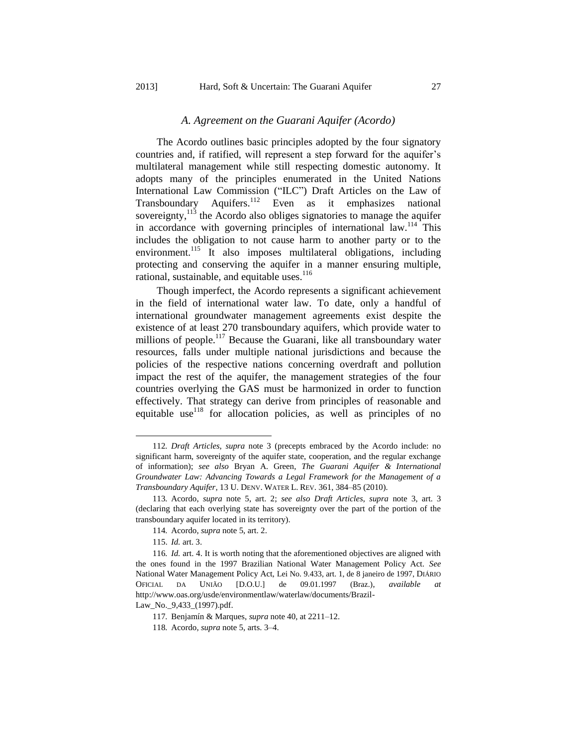### *A. Agreement on the Guarani Aquifer (Acordo)*

The Acordo outlines basic principles adopted by the four signatory countries and, if ratified, will represent a step forward for the aquifer's multilateral management while still respecting domestic autonomy. It adopts many of the principles enumerated in the United Nations International Law Commission ("ILC") Draft Articles on the Law of Transboundary Aquifers.[112] Even as it emphasizes national sovereignty,[113] the Acordo also obliges signatories to manage the aquifer in accordance with governing principles of international law.[114] This includes the obligation to not cause harm to another party or to the environment.[115] It also imposes multilateral obligations, including protecting and conserving the aquifer in a manner ensuring multiple, rational, sustainable, and equitable uses.[116]

Though imperfect, the Acordo represents a significant achievement in the field of international water law. To date, only a handful of international groundwater management agreements exist despite the existence of at least 270 transboundary aquifers, which provide water to millions of people.[117] Because the Guarani, like all transboundary water resources, falls under multiple national jurisdictions and because the policies of the respective nations concerning overdraft and pollution impact the rest of the aquifer, the management strategies of the four countries overlying the GAS must be harmonized in order to function effectively. That strategy can derive from principles of reasonable and equitable use[118] for allocation policies, as well as principles of no

---

112. *Draft Articles*, *supra* note 3 (precepts embraced by the Acordo include: no significant harm, sovereignty of the aquifer state, cooperation, and the regular exchange of information); *see also* Bryan A. Green, *The Guarani Aquifer & International Groundwater Law: Advancing Towards a Legal Framework for the Management of a Transboundary Aquifer*, 13 U. DENV. WATER L. REV. 361, 384–85 (2010).

113. Acordo, *supra* note 5, art. 2; *see also Draft Articles*, *supra* note 3, art. 3 (declaring that each overlying state has sovereignty over the part of the portion of the transboundary aquifer located in its territory).

114. Acordo, *supra* note 5, art. 2.

115. *Id.* art. 3.

116. *Id.* art. 4. It is worth noting that the aforementioned objectives are aligned with the ones found in the 1997 Brazilian National Water Management Policy Act. *See* National Water Management Policy Act, Lei No. 9.433, art. 1, de 8 janeiro de 1997, DIÁRIO OFICIAL DA UNIÃO [D.O.U.] de 09.01.1997 (Braz.), *available at* http://www.oas.org/usde/environmentlaw/waterlaw/documents/Brazil-Law_No._9,433_(1997).pdf.

117. Benjamín & Marques, *supra* note 40, at 2211–12.

118. Acordo, *supra* note 5, arts. 3–4.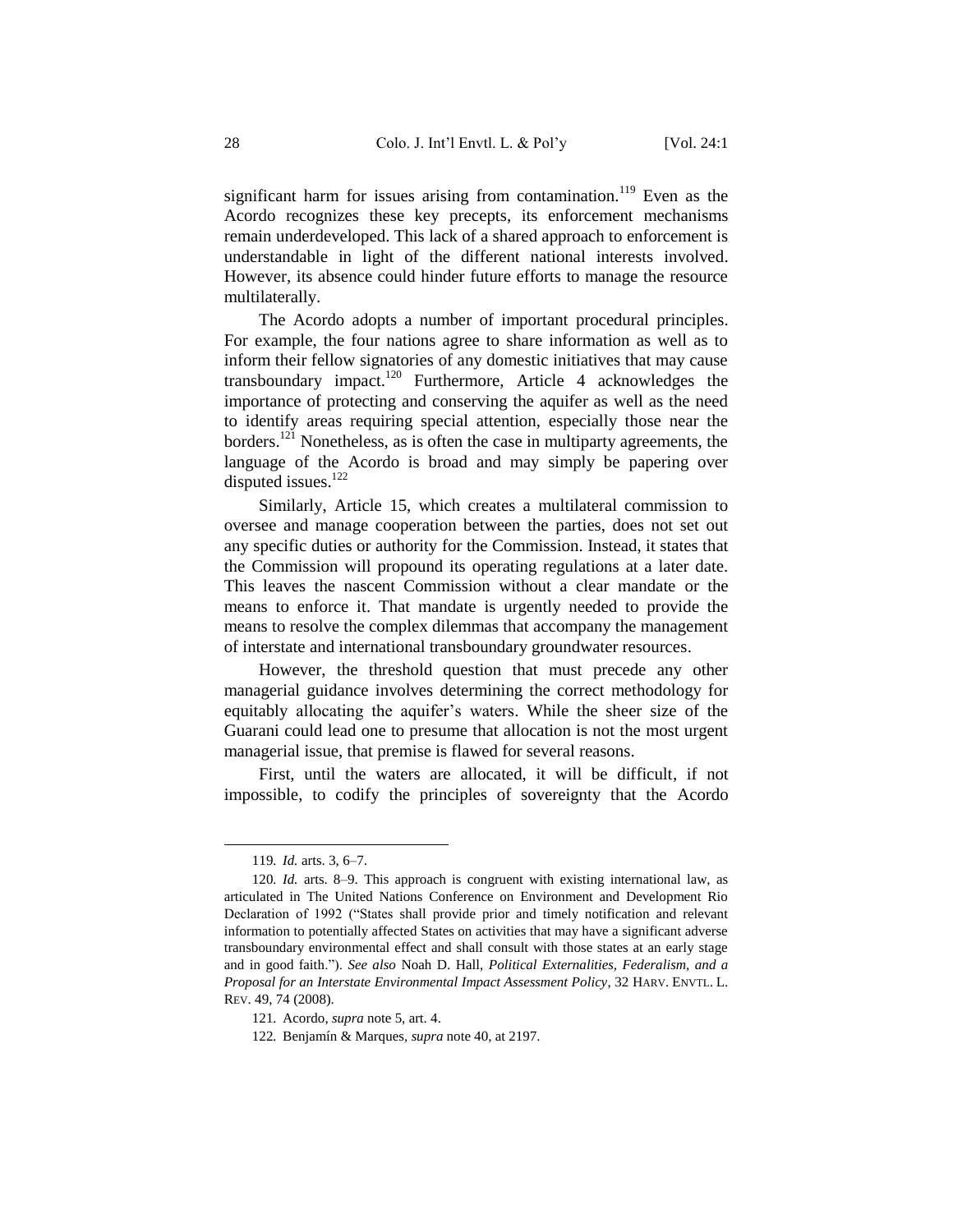significant harm for issues arising from contamination.[119] Even as the Acordo recognizes these key precepts, its enforcement mechanisms remain underdeveloped. This lack of a shared approach to enforcement is understandable in light of the different national interests involved. However, its absence could hinder future efforts to manage the resource multilaterally.

The Acordo adopts a number of important procedural principles. For example, the four nations agree to share information as well as to inform their fellow signatories of any domestic initiatives that may cause transboundary impact.[120] Furthermore, Article 4 acknowledges the importance of protecting and conserving the aquifer as well as the need to identify areas requiring special attention, especially those near the borders.[121] Nonetheless, as is often the case in multiparty agreements, the language of the Acordo is broad and may simply be papering over disputed issues.[122]

Similarly, Article 15, which creates a multilateral commission to oversee and manage cooperation between the parties, does not set out any specific duties or authority for the Commission. Instead, it states that the Commission will propound its operating regulations at a later date. This leaves the nascent Commission without a clear mandate or the means to enforce it. That mandate is urgently needed to provide the means to resolve the complex dilemmas that accompany the management of interstate and international transboundary groundwater resources.

However, the threshold question that must precede any other managerial guidance involves determining the correct methodology for equitably allocating the aquifer's waters. While the sheer size of the Guarani could lead one to presume that allocation is not the most urgent managerial issue, that premise is flawed for several reasons.

First, until the waters are allocated, it will be difficult, if not impossible, to codify the principles of sovereignty that the Acordo

---

119. *Id.* arts. 3, 6–7.

120. *Id.* arts. 8–9. This approach is congruent with existing international law, as articulated in The United Nations Conference on Environment and Development Rio Declaration of 1992 ("States shall provide prior and timely notification and relevant information to potentially affected States on activities that may have a significant adverse transboundary environmental effect and shall consult with those states at an early stage and in good faith."). *See also* Noah D. Hall, *Political Externalities, Federalism, and a Proposal for an Interstate Environmental Impact Assessment Policy*, 32 HARV. ENVTL. L. REV. 49, 74 (2008).

121. Acordo, *supra* note 5, art. 4.

122. Benjamín & Marques, *supra* note 40, at 2197.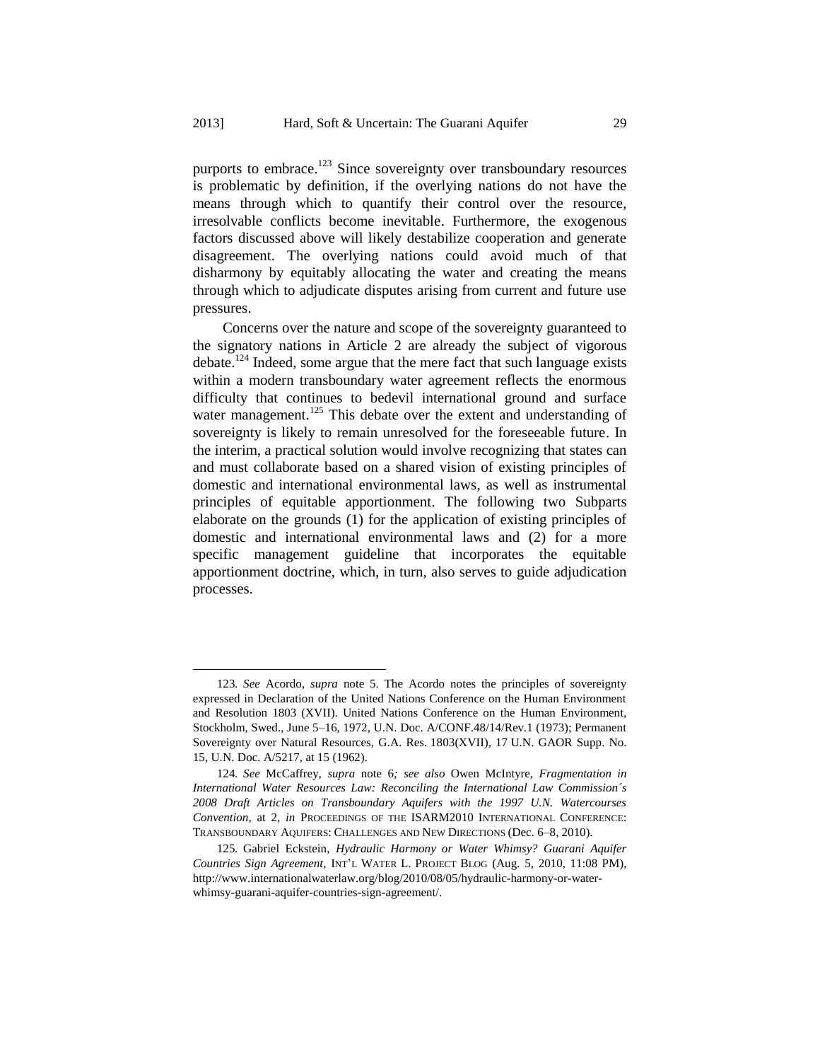purports to embrace.[123] Since sovereignty over transboundary resources is problematic by definition, if the overlying nations do not have the means through which to quantify their control over the resource, irresolvable conflicts become inevitable. Furthermore, the exogenous factors discussed above will likely destabilize cooperation and generate disagreement. The overlying nations could avoid much of that disharmony by equitably allocating the water and creating the means through which to adjudicate disputes arising from current and future use pressures.

Concerns over the nature and scope of the sovereignty guaranteed to the signatory nations in Article 2 are already the subject of vigorous debate.[124] Indeed, some argue that the mere fact that such language exists within a modern transboundary water agreement reflects the enormous difficulty that continues to bedevil international ground and surface water management.[125] This debate over the extent and understanding of sovereignty is likely to remain unresolved for the foreseeable future. In the interim, a practical solution would involve recognizing that states can and must collaborate based on a shared vision of existing principles of domestic and international environmental laws, as well as instrumental principles of equitable apportionment. The following two Subparts elaborate on the grounds (1) for the application of existing principles of domestic and international environmental laws and (2) for a more specific management guideline that incorporates the equitable apportionment doctrine, which, in turn, also serves to guide adjudication processes.

---

123. *See* Acordo, *supra* note 5. The Acordo notes the principles of sovereignty expressed in Declaration of the United Nations Conference on the Human Environment and Resolution 1803 (XVII). United Nations Conference on the Human Environment, Stockholm, Swed., June 5–16, 1972, U.N. Doc. A/CONF.48/14/Rev.1 (1973); Permanent Sovereignty over Natural Resources, G.A. Res. 1803(XVII), 17 U.N. GAOR Supp. No. 15, U.N. Doc. A/5217, at 15 (1962).

124. *See* McCaffrey, *supra* note 6*; see also* Owen McIntyre, *Fragmentation in International Water Resources Law: Reconciling the International Law Commission´s 2008 Draft Articles on Transboundary Aquifers with the 1997 U.N. Watercourses Convention*, at 2, *in* PROCEEDINGS OF THE ISARM2010 INTERNATIONAL CONFERENCE: TRANSBOUNDARY AQUIFERS: CHALLENGES AND NEW DIRECTIONS (Dec. 6–8, 2010).

125. Gabriel Eckstein, *Hydraulic Harmony or Water Whimsy? Guarani Aquifer Countries Sign Agreement*, INT'L WATER L. PROJECT BLOG (Aug. 5, 2010, 11:08 PM), http://www.internationalwaterlaw.org/blog/2010/08/05/hydraulic-harmony-or-water-whimsy-guarani-aquifer-countries-sign-agreement/.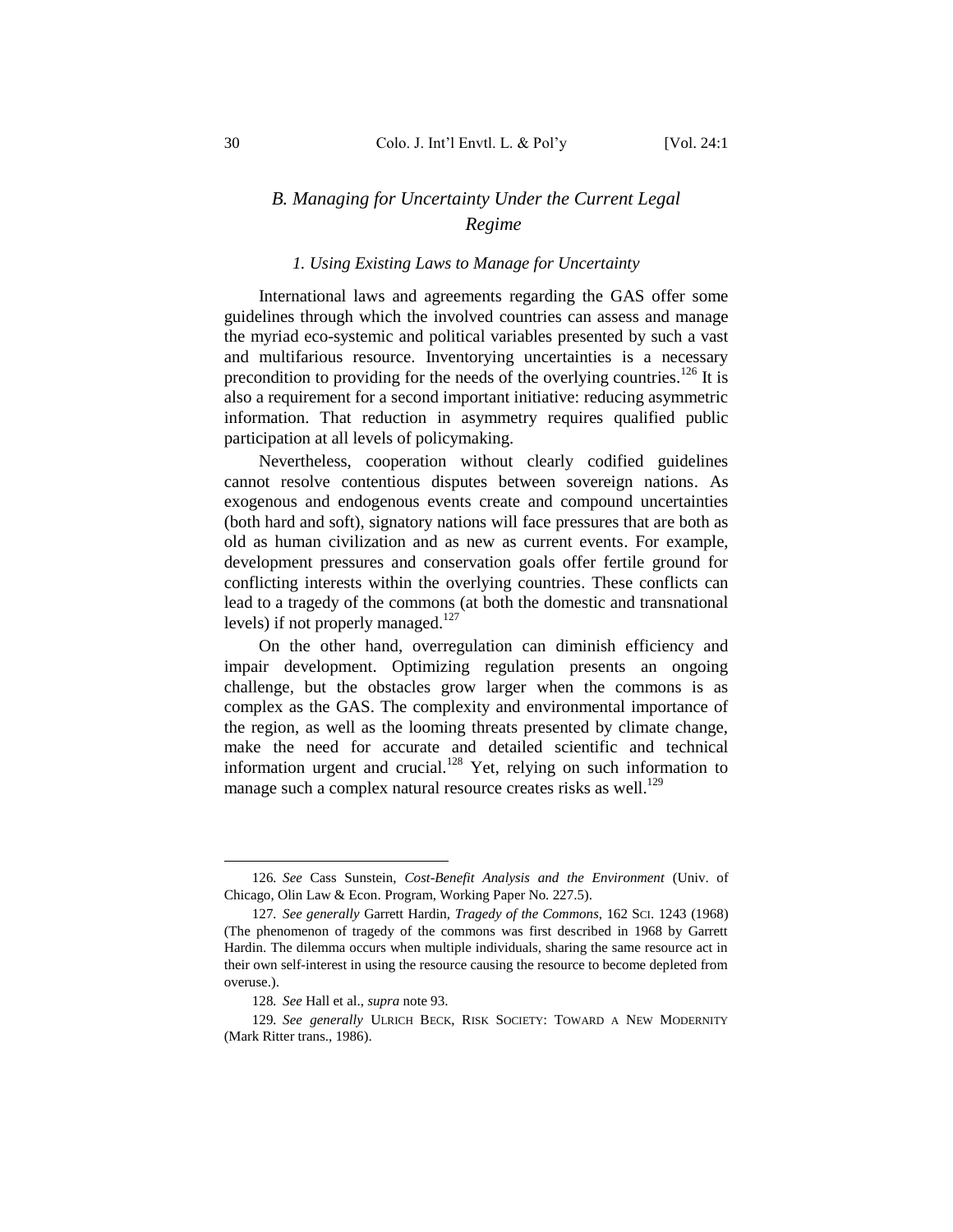## *B. Managing for Uncertainty Under the Current Legal Regime*

### *1. Using Existing Laws to Manage for Uncertainty*

International laws and agreements regarding the GAS offer some guidelines through which the involved countries can assess and manage the myriad eco-systemic and political variables presented by such a vast and multifarious resource. Inventorying uncertainties is a necessary precondition to providing for the needs of the overlying countries.[126] It is also a requirement for a second important initiative: reducing asymmetric information. That reduction in asymmetry requires qualified public participation at all levels of policymaking.

Nevertheless, cooperation without clearly codified guidelines cannot resolve contentious disputes between sovereign nations. As exogenous and endogenous events create and compound uncertainties (both hard and soft), signatory nations will face pressures that are both as old as human civilization and as new as current events. For example, development pressures and conservation goals offer fertile ground for conflicting interests within the overlying countries. These conflicts can lead to a tragedy of the commons (at both the domestic and transnational levels) if not properly managed.[127]

On the other hand, overregulation can diminish efficiency and impair development. Optimizing regulation presents an ongoing challenge, but the obstacles grow larger when the commons is as complex as the GAS. The complexity and environmental importance of the region, as well as the looming threats presented by climate change, make the need for accurate and detailed scientific and technical information urgent and crucial.[128] Yet, relying on such information to manage such a complex natural resource creates risks as well.[129]

---

126. *See* Cass Sunstein, *Cost-Benefit Analysis and the Environment* (Univ. of Chicago, Olin Law & Econ. Program, Working Paper No. 227.5).

127. *See generally* Garrett Hardin, *Tragedy of the Commons*, 162 SCI. 1243 (1968) (The phenomenon of tragedy of the commons was first described in 1968 by Garrett Hardin. The dilemma occurs when multiple individuals, sharing the same resource act in their own self-interest in using the resource causing the resource to become depleted from overuse.).

128. *See* Hall et al., *supra* note 93.

129. *See generally* ULRICH BECK, RISK SOCIETY: TOWARD A NEW MODERNITY (Mark Ritter trans., 1986).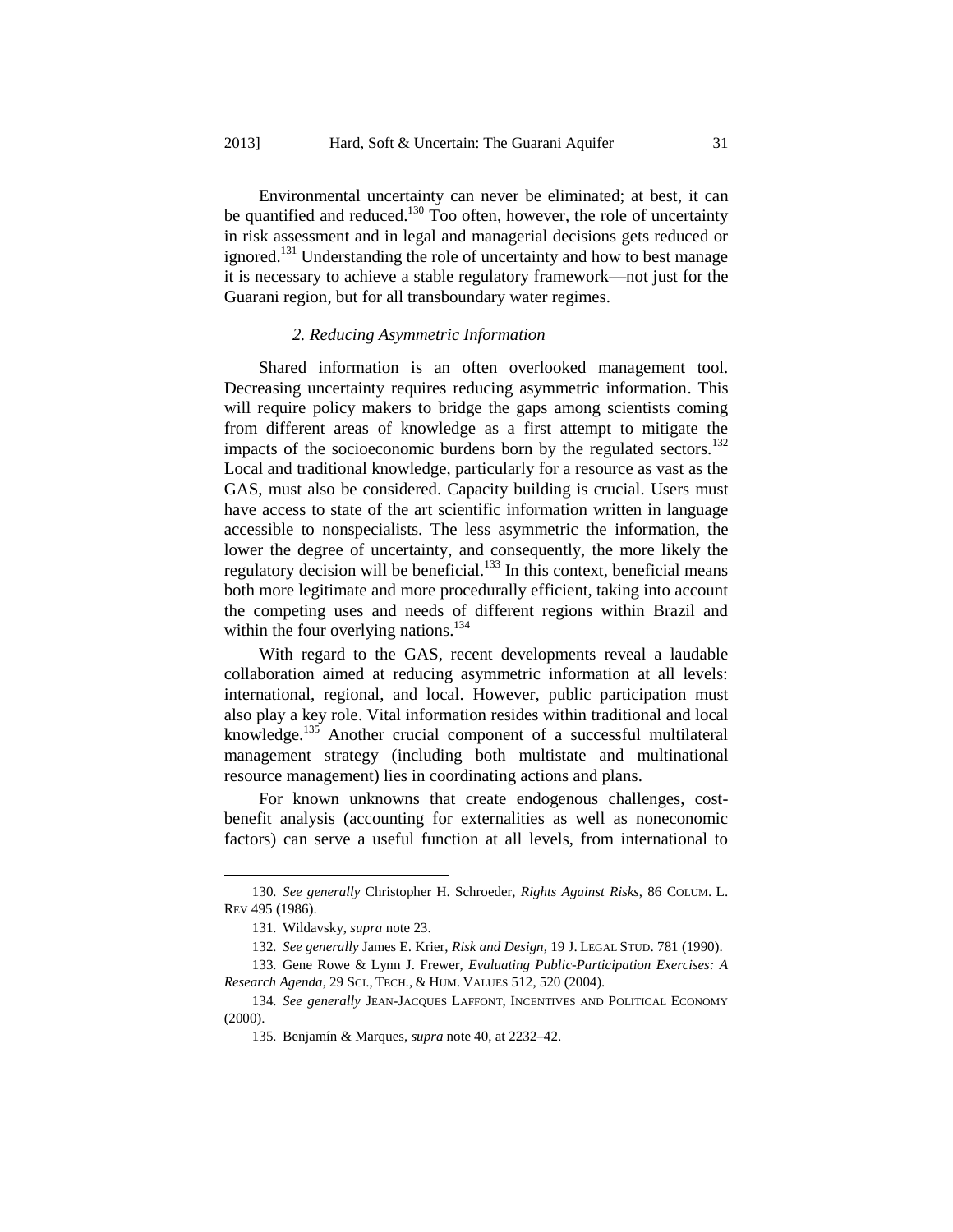Environmental uncertainty can never be eliminated; at best, it can be quantified and reduced.[130] Too often, however, the role of uncertainty in risk assessment and in legal and managerial decisions gets reduced or ignored.[131] Understanding the role of uncertainty and how to best manage it is necessary to achieve a stable regulatory framework—not just for the Guarani region, but for all transboundary water regimes.

### *2. Reducing Asymmetric Information*

Shared information is an often overlooked management tool. Decreasing uncertainty requires reducing asymmetric information. This will require policy makers to bridge the gaps among scientists coming from different areas of knowledge as a first attempt to mitigate the impacts of the socioeconomic burdens born by the regulated sectors.[132] Local and traditional knowledge, particularly for a resource as vast as the GAS, must also be considered. Capacity building is crucial. Users must have access to state of the art scientific information written in language accessible to nonspecialists. The less asymmetric the information, the lower the degree of uncertainty, and consequently, the more likely the regulatory decision will be beneficial.[133] In this context, beneficial means both more legitimate and more procedurally efficient, taking into account the competing uses and needs of different regions within Brazil and within the four overlying nations.[134]

With regard to the GAS, recent developments reveal a laudable collaboration aimed at reducing asymmetric information at all levels: international, regional, and local. However, public participation must also play a key role. Vital information resides within traditional and local knowledge.[135] Another crucial component of a successful multilateral management strategy (including both multistate and multinational resource management) lies in coordinating actions and plans.

For known unknowns that create endogenous challenges, cost-benefit analysis (accounting for externalities as well as noneconomic factors) can serve a useful function at all levels, from international to

---

130. *See generally* Christopher H. Schroeder, *Rights Against Risks*, 86 COLUM. L. REV 495 (1986).

131. Wildavsky, *supra* note 23.

132. *See generally* James E. Krier, *Risk and Design*, 19 J. LEGAL STUD. 781 (1990).

133. Gene Rowe & Lynn J. Frewer, *Evaluating Public-Participation Exercises: A Research Agenda*, 29 SCI., TECH., & HUM. VALUES 512, 520 (2004).

134. *See generally* JEAN-JACQUES LAFFONT, INCENTIVES AND POLITICAL ECONOMY (2000).

135. Benjamín & Marques, *supra* note 40, at 2232–42.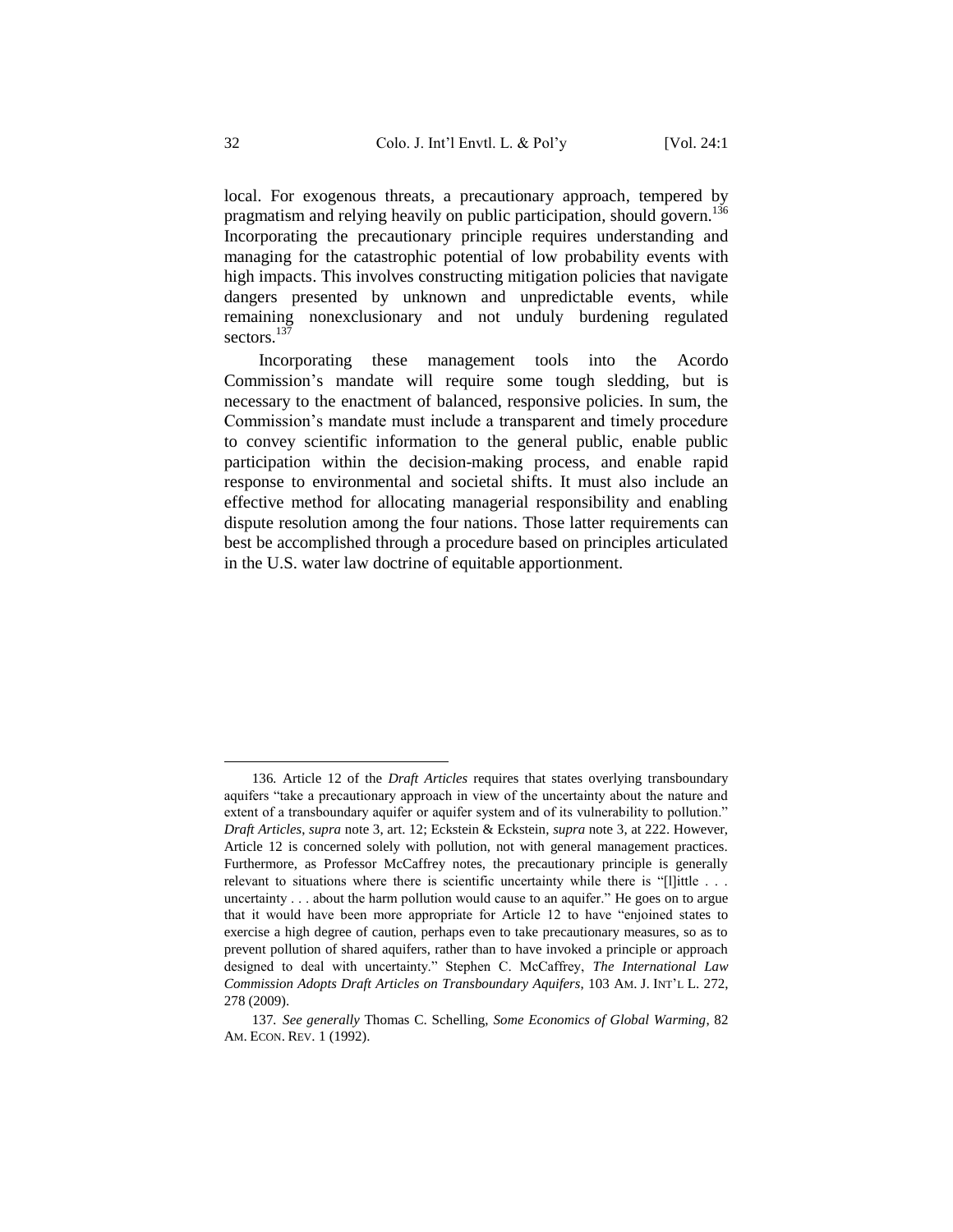local. For exogenous threats, a precautionary approach, tempered by pragmatism and relying heavily on public participation, should govern.[136] Incorporating the precautionary principle requires understanding and managing for the catastrophic potential of low probability events with high impacts. This involves constructing mitigation policies that navigate dangers presented by unknown and unpredictable events, while remaining nonexclusionary and not unduly burdening regulated sectors.[137]

Incorporating these management tools into the Acordo Commission's mandate will require some tough sledding, but is necessary to the enactment of balanced, responsive policies. In sum, the Commission's mandate must include a transparent and timely procedure to convey scientific information to the general public, enable public participation within the decision-making process, and enable rapid response to environmental and societal shifts. It must also include an effective method for allocating managerial responsibility and enabling dispute resolution among the four nations. Those latter requirements can best be accomplished through a procedure based on principles articulated in the U.S. water law doctrine of equitable apportionment.

---

136. Article 12 of the *Draft Articles* requires that states overlying transboundary aquifers "take a precautionary approach in view of the uncertainty about the nature and extent of a transboundary aquifer or aquifer system and of its vulnerability to pollution." *Draft Articles*, *supra* note 3, art. 12; Eckstein & Eckstein, *supra* note 3, at 222. However, Article 12 is concerned solely with pollution, not with general management practices. Furthermore, as Professor McCaffrey notes, the precautionary principle is generally relevant to situations where there is scientific uncertainty while there is "[l]ittle . . . uncertainty . . . about the harm pollution would cause to an aquifer." He goes on to argue that it would have been more appropriate for Article 12 to have "enjoined states to exercise a high degree of caution, perhaps even to take precautionary measures, so as to prevent pollution of shared aquifers, rather than to have invoked a principle or approach designed to deal with uncertainty." Stephen C. McCaffrey, *The International Law Commission Adopts Draft Articles on Transboundary Aquifers*, 103 AM. J. INT'L L. 272, 278 (2009).

137. *See generally* Thomas C. Schelling, *Some Economics of Global Warming*, 82 AM. ECON. REV. 1 (1992).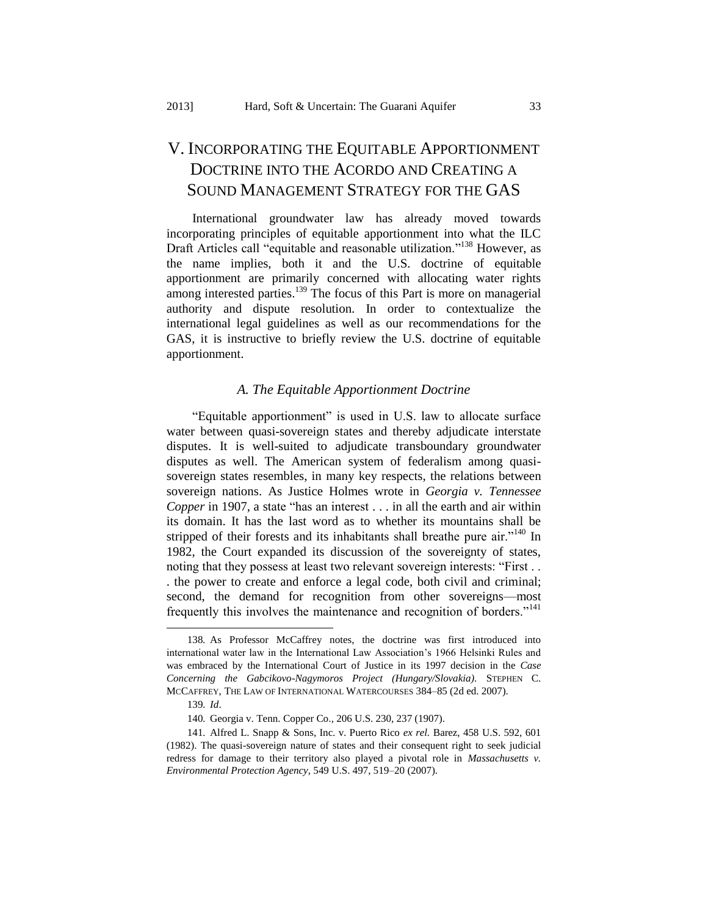# V. INCORPORATING THE EQUITABLE APPORTIONMENT DOCTRINE INTO THE ACORDO AND CREATING A SOUND MANAGEMENT STRATEGY FOR THE GAS

International groundwater law has already moved towards incorporating principles of equitable apportionment into what the ILC Draft Articles call "equitable and reasonable utilization."[138] However, as the name implies, both it and the U.S. doctrine of equitable apportionment are primarily concerned with allocating water rights among interested parties.[139] The focus of this Part is more on managerial authority and dispute resolution. In order to contextualize the international legal guidelines as well as our recommendations for the GAS, it is instructive to briefly review the U.S. doctrine of equitable apportionment.

## *A. The Equitable Apportionment Doctrine*

"Equitable apportionment" is used in U.S. law to allocate surface water between quasi-sovereign states and thereby adjudicate interstate disputes. It is well-suited to adjudicate transboundary groundwater disputes as well. The American system of federalism among quasi-sovereign states resembles, in many key respects, the relations between sovereign nations. As Justice Holmes wrote in *Georgia v. Tennessee Copper* in 1907, a state "has an interest . . . in all the earth and air within its domain. It has the last word as to whether its mountains shall be stripped of their forests and its inhabitants shall breathe pure air."[140] In 1982, the Court expanded its discussion of the sovereignty of states, noting that they possess at least two relevant sovereign interests: "First . . . the power to create and enforce a legal code, both civil and criminal; second, the demand for recognition from other sovereigns—most frequently this involves the maintenance and recognition of borders."[141]

---

138. As Professor McCaffrey notes, the doctrine was first introduced into international water law in the International Law Association's 1966 Helsinki Rules and was embraced by the International Court of Justice in its 1997 decision in the *Case Concerning the Gabcikovo-Nagymoros Project (Hungary/Slovakia)*. STEPHEN C. MCCAFFREY, THE LAW OF INTERNATIONAL WATERCOURSES 384–85 (2d ed. 2007).

139. *Id*.

140. Georgia v. Tenn. Copper Co., 206 U.S. 230, 237 (1907).

141. Alfred L. Snapp & Sons, Inc. v. Puerto Rico *ex rel.* Barez, 458 U.S. 592, 601 (1982). The quasi-sovereign nature of states and their consequent right to seek judicial redress for damage to their territory also played a pivotal role in *Massachusetts v. Environmental Protection Agency*, 549 U.S. 497, 519–20 (2007).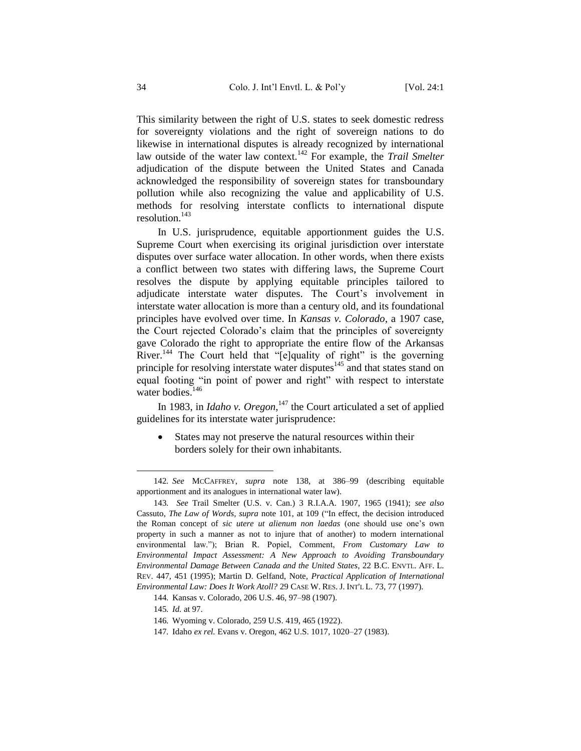This similarity between the right of U.S. states to seek domestic redress for sovereignty violations and the right of sovereign nations to do likewise in international disputes is already recognized by international law outside of the water law context.[142] For example, the *Trail Smelter* adjudication of the dispute between the United States and Canada acknowledged the responsibility of sovereign states for transboundary pollution while also recognizing the value and applicability of U.S. methods for resolving interstate conflicts to international dispute resolution.[143]

In U.S. jurisprudence, equitable apportionment guides the U.S. Supreme Court when exercising its original jurisdiction over interstate disputes over surface water allocation. In other words, when there exists a conflict between two states with differing laws, the Supreme Court resolves the dispute by applying equitable principles tailored to adjudicate interstate water disputes. The Court's involvement in interstate water allocation is more than a century old, and its foundational principles have evolved over time. In *Kansas v. Colorado*, a 1907 case, the Court rejected Colorado's claim that the principles of sovereignty gave Colorado the right to appropriate the entire flow of the Arkansas River.[144] The Court held that "[e]quality of right" is the governing principle for resolving interstate water disputes[145] and that states stand on equal footing "in point of power and right" with respect to interstate water bodies.[146]

In 1983, in *Idaho v. Oregon*,[147] the Court articulated a set of applied guidelines for its interstate water jurisprudence:

- States may not preserve the natural resources within their borders solely for their own inhabitants.

---

142. *See* MCCAFFREY, *supra* note 138, at 386–99 (describing equitable apportionment and its analogues in international water law).

143. *See* Trail Smelter (U.S. v. Can.) 3 R.I.A.A. 1907, 1965 (1941); *see also* Cassuto, *The Law of Words*, *supra* note 101, at 109 ("In effect, the decision introduced the Roman concept of *sic utere ut alienum non laedas* (one should use one's own property in such a manner as not to injure that of another) to modern international environmental law."); Brian R. Popiel, Comment, *From Customary Law to Environmental Impact Assessment: A New Approach to Avoiding Transboundary Environmental Damage Between Canada and the United States*, 22 B.C. ENVTL. AFF. L. REV. 447, 451 (1995); Martin D. Gelfand, Note, *Practical Application of International Environmental Law: Does It Work Atoll?* 29 CASE W. RES. J. INT'L L. 73, 77 (1997).

144. Kansas v. Colorado, 206 U.S. 46, 97–98 (1907).

145. *Id.* at 97.

146. Wyoming v. Colorado, 259 U.S. 419, 465 (1922).

147. Idaho *ex rel.* Evans v. Oregon, 462 U.S. 1017, 1020–27 (1983).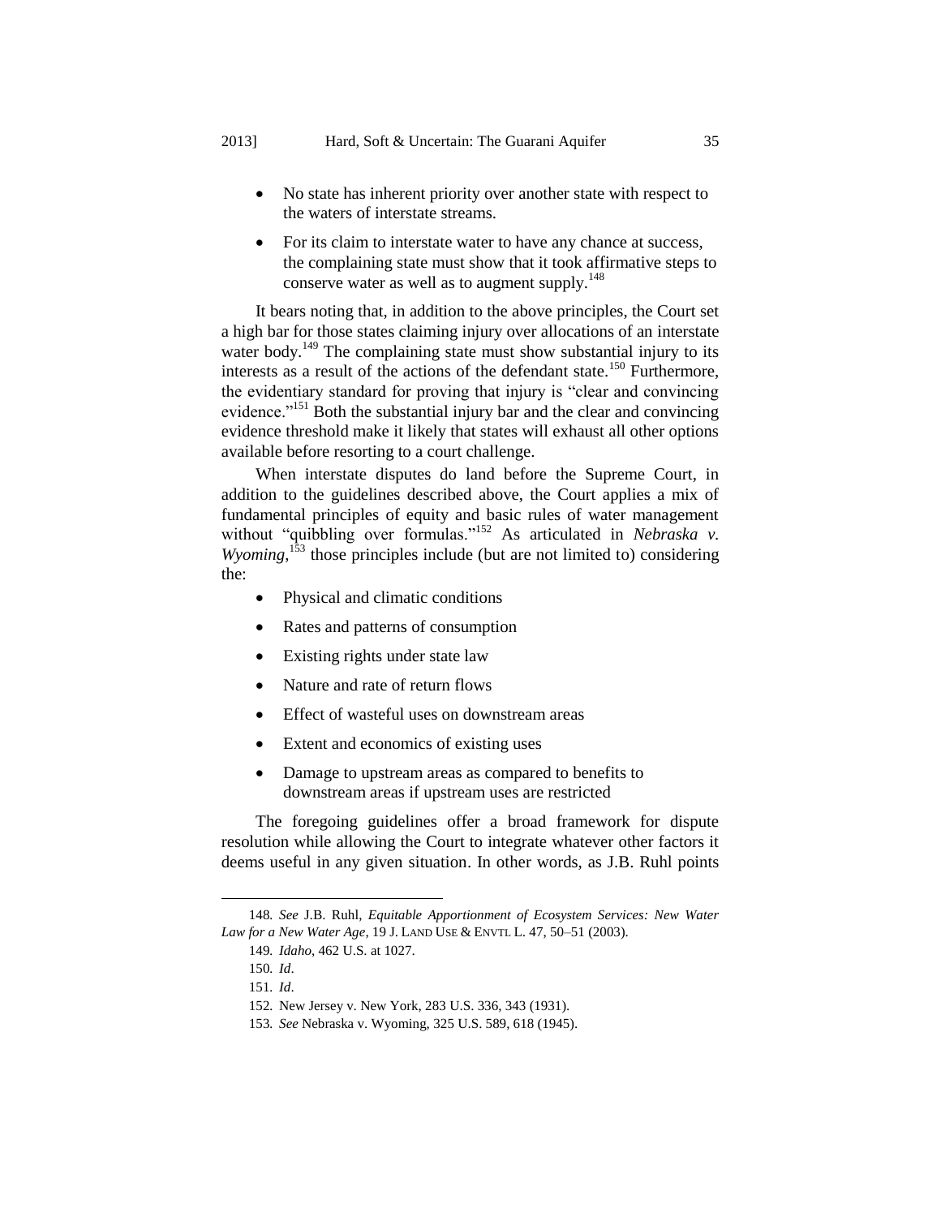- No state has inherent priority over another state with respect to the waters of interstate streams.
- For its claim to interstate water to have any chance at success, the complaining state must show that it took affirmative steps to conserve water as well as to augment supply.[148]

It bears noting that, in addition to the above principles, the Court set a high bar for those states claiming injury over allocations of an interstate water body.[149] The complaining state must show substantial injury to its interests as a result of the actions of the defendant state.[150] Furthermore, the evidentiary standard for proving that injury is "clear and convincing evidence."[151] Both the substantial injury bar and the clear and convincing evidence threshold make it likely that states will exhaust all other options available before resorting to a court challenge.

When interstate disputes do land before the Supreme Court, in addition to the guidelines described above, the Court applies a mix of fundamental principles of equity and basic rules of water management without "quibbling over formulas."[152] As articulated in *Nebraska v. Wyoming*,[153] those principles include (but are not limited to) considering the:

- Physical and climatic conditions
- Rates and patterns of consumption
- Existing rights under state law
- Nature and rate of return flows
- Effect of wasteful uses on downstream areas
- Extent and economics of existing uses
- Damage to upstream areas as compared to benefits to downstream areas if upstream uses are restricted

The foregoing guidelines offer a broad framework for dispute resolution while allowing the Court to integrate whatever other factors it deems useful in any given situation. In other words, as J.B. Ruhl points

---

148. *See* J.B. Ruhl, *Equitable Apportionment of Ecosystem Services: New Water Law for a New Water Age*, 19 J. LAND USE & ENVTL L. 47, 50–51 (2003).

149. *Idaho*, 462 U.S. at 1027.

150. *Id*.

151. *Id*.

152. New Jersey v. New York, 283 U.S. 336, 343 (1931).

153. *See* Nebraska v. Wyoming, 325 U.S. 589, 618 (1945).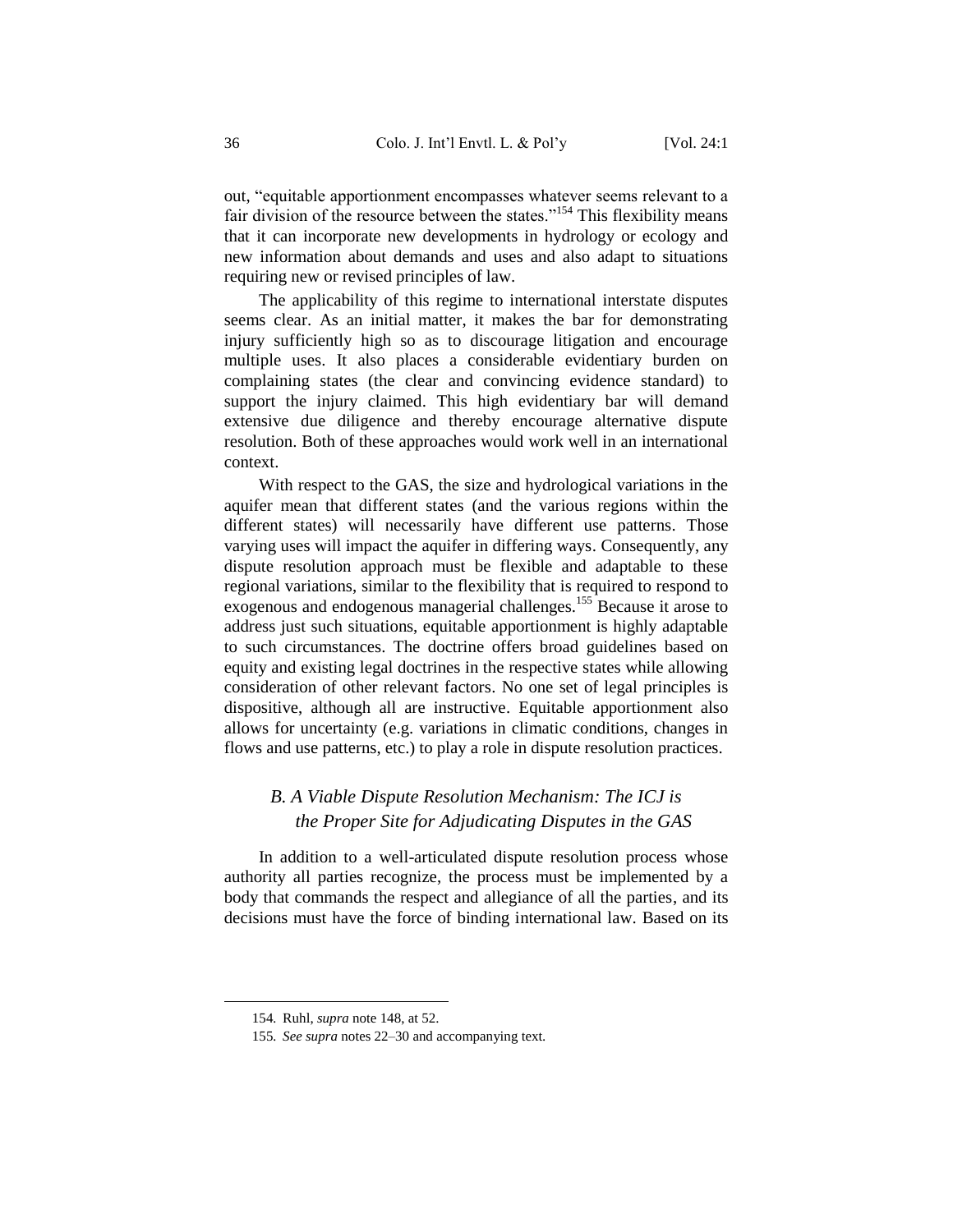out, "equitable apportionment encompasses whatever seems relevant to a fair division of the resource between the states."[154] This flexibility means that it can incorporate new developments in hydrology or ecology and new information about demands and uses and also adapt to situations requiring new or revised principles of law.

The applicability of this regime to international interstate disputes seems clear. As an initial matter, it makes the bar for demonstrating injury sufficiently high so as to discourage litigation and encourage multiple uses. It also places a considerable evidentiary burden on complaining states (the clear and convincing evidence standard) to support the injury claimed. This high evidentiary bar will demand extensive due diligence and thereby encourage alternative dispute resolution. Both of these approaches would work well in an international context.

With respect to the GAS, the size and hydrological variations in the aquifer mean that different states (and the various regions within the different states) will necessarily have different use patterns. Those varying uses will impact the aquifer in differing ways. Consequently, any dispute resolution approach must be flexible and adaptable to these regional variations, similar to the flexibility that is required to respond to exogenous and endogenous managerial challenges.[155] Because it arose to address just such situations, equitable apportionment is highly adaptable to such circumstances. The doctrine offers broad guidelines based on equity and existing legal doctrines in the respective states while allowing consideration of other relevant factors. No one set of legal principles is dispositive, although all are instructive. Equitable apportionment also allows for uncertainty (e.g. variations in climatic conditions, changes in flows and use patterns, etc.) to play a role in dispute resolution practices.

### *B. A Viable Dispute Resolution Mechanism: The ICJ is the Proper Site for Adjudicating Disputes in the GAS*

In addition to a well-articulated dispute resolution process whose authority all parties recognize, the process must be implemented by a body that commands the respect and allegiance of all the parties, and its decisions must have the force of binding international law. Based on its

---

154. Ruhl, *supra* note 148, at 52.

155. *See supra* notes 22–30 and accompanying text.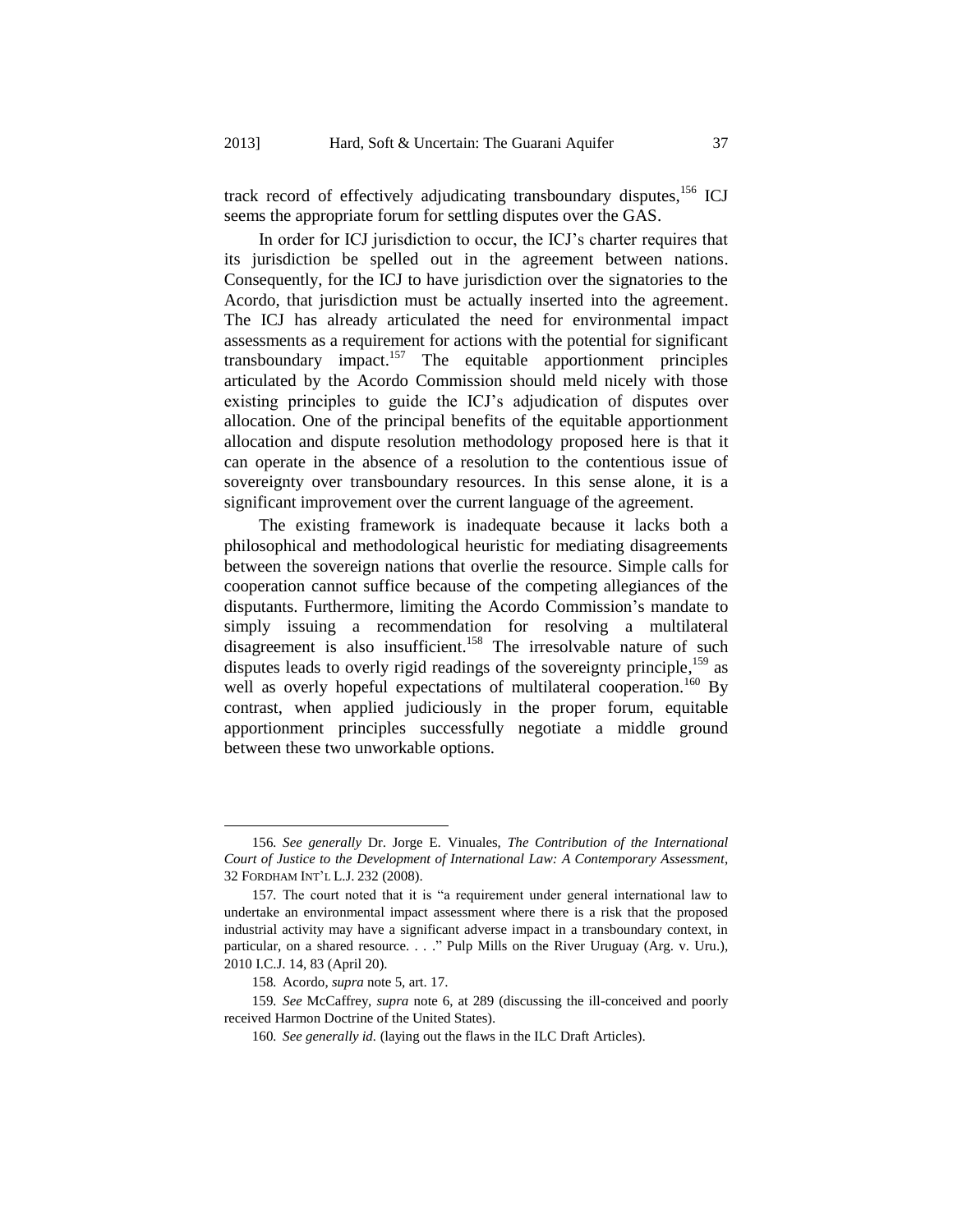track record of effectively adjudicating transboundary disputes,[156] ICJ seems the appropriate forum for settling disputes over the GAS.

In order for ICJ jurisdiction to occur, the ICJ's charter requires that its jurisdiction be spelled out in the agreement between nations. Consequently, for the ICJ to have jurisdiction over the signatories to the Acordo, that jurisdiction must be actually inserted into the agreement. The ICJ has already articulated the need for environmental impact assessments as a requirement for actions with the potential for significant transboundary impact.[157] The equitable apportionment principles articulated by the Acordo Commission should meld nicely with those existing principles to guide the ICJ's adjudication of disputes over allocation. One of the principal benefits of the equitable apportionment allocation and dispute resolution methodology proposed here is that it can operate in the absence of a resolution to the contentious issue of sovereignty over transboundary resources. In this sense alone, it is a significant improvement over the current language of the agreement.

The existing framework is inadequate because it lacks both a philosophical and methodological heuristic for mediating disagreements between the sovereign nations that overlie the resource. Simple calls for cooperation cannot suffice because of the competing allegiances of the disputants. Furthermore, limiting the Acordo Commission's mandate to simply issuing a recommendation for resolving a multilateral disagreement is also insufficient.[158] The irresolvable nature of such disputes leads to overly rigid readings of the sovereignty principle,[159] as well as overly hopeful expectations of multilateral cooperation.[160] By contrast, when applied judiciously in the proper forum, equitable apportionment principles successfully negotiate a middle ground between these two unworkable options.

---

156. *See generally* Dr. Jorge E. Vinuales, *The Contribution of the International Court of Justice to the Development of International Law: A Contemporary Assessment*, 32 FORDHAM INT'L L.J. 232 (2008).

157. The court noted that it is "a requirement under general international law to undertake an environmental impact assessment where there is a risk that the proposed industrial activity may have a significant adverse impact in a transboundary context, in particular, on a shared resource. . . ." Pulp Mills on the River Uruguay (Arg. v. Uru.), 2010 I.C.J. 14, 83 (April 20).

158. Acordo, *supra* note 5, art. 17.

159. *See* McCaffrey, *supra* note 6, at 289 (discussing the ill-conceived and poorly received Harmon Doctrine of the United States).

160. *See generally id.* (laying out the flaws in the ILC Draft Articles).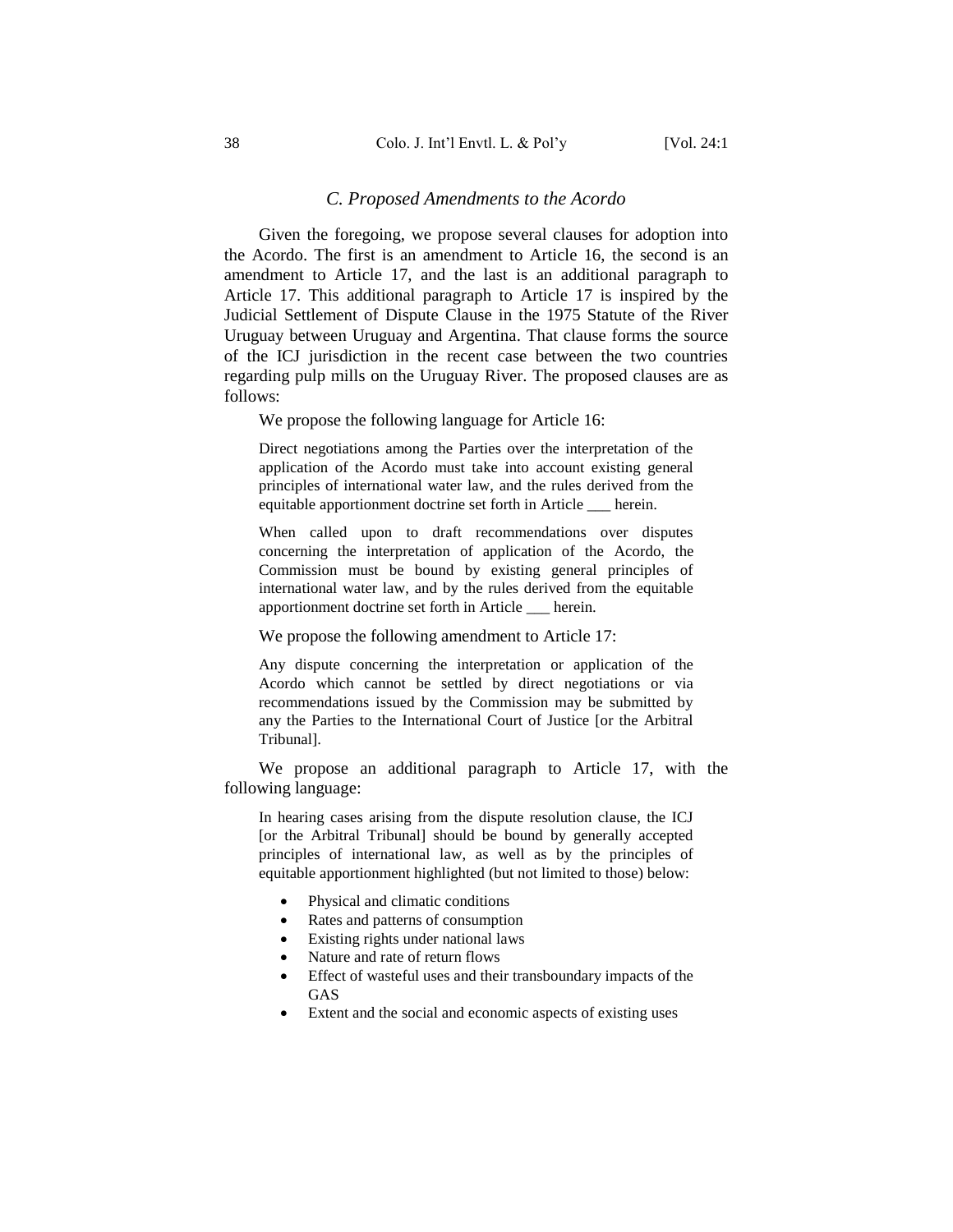### *C. Proposed Amendments to the Acordo*

Given the foregoing, we propose several clauses for adoption into the Acordo. The first is an amendment to Article 16, the second is an amendment to Article 17, and the last is an additional paragraph to Article 17. This additional paragraph to Article 17 is inspired by the Judicial Settlement of Dispute Clause in the 1975 Statute of the River Uruguay between Uruguay and Argentina. That clause forms the source of the ICJ jurisdiction in the recent case between the two countries regarding pulp mills on the Uruguay River. The proposed clauses are as follows:

We propose the following language for Article 16:

> Direct negotiations among the Parties over the interpretation of the application of the Acordo must take into account existing general principles of international water law, and the rules derived from the equitable apportionment doctrine set forth in Article ___ herein.
>
> When called upon to draft recommendations over disputes concerning the interpretation of application of the Acordo, the Commission must be bound by existing general principles of international water law, and by the rules derived from the equitable apportionment doctrine set forth in Article ___ herein.

We propose the following amendment to Article 17:

> Any dispute concerning the interpretation or application of the Acordo which cannot be settled by direct negotiations or via recommendations issued by the Commission may be submitted by any the Parties to the International Court of Justice [or the Arbitral Tribunal].

We propose an additional paragraph to Article 17, with the following language:

> In hearing cases arising from the dispute resolution clause, the ICJ [or the Arbitral Tribunal] should be bound by generally accepted principles of international law, as well as by the principles of equitable apportionment highlighted (but not limited to those) below:
>
> - Physical and climatic conditions
> - Rates and patterns of consumption
> - Existing rights under national laws
> - Nature and rate of return flows
> - Effect of wasteful uses and their transboundary impacts of the GAS
> - Extent and the social and economic aspects of existing uses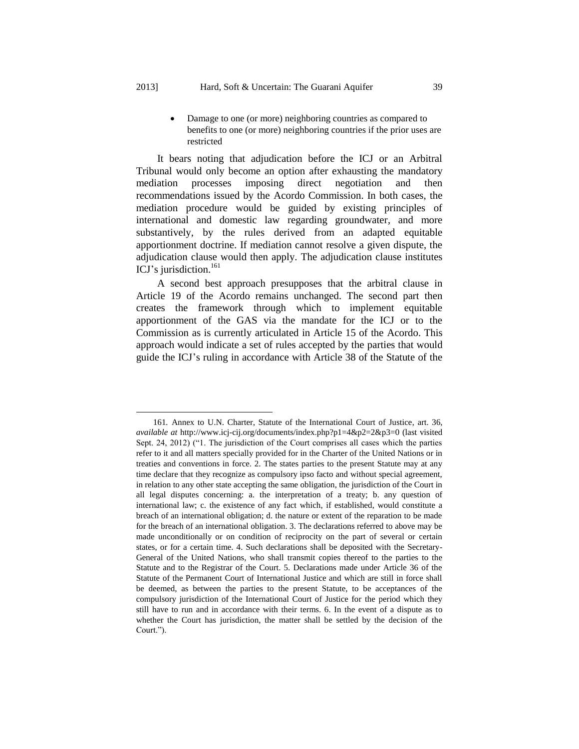- Damage to one (or more) neighboring countries as compared to benefits to one (or more) neighboring countries if the prior uses are restricted

It bears noting that adjudication before the ICJ or an Arbitral Tribunal would only become an option after exhausting the mandatory mediation processes imposing direct negotiation and then recommendations issued by the Acordo Commission. In both cases, the mediation procedure would be guided by existing principles of international and domestic law regarding groundwater, and more substantively, by the rules derived from an adapted equitable apportionment doctrine. If mediation cannot resolve a given dispute, the adjudication clause would then apply. The adjudication clause institutes ICJ's jurisdiction.[161]

A second best approach presupposes that the arbitral clause in Article 19 of the Acordo remains unchanged. The second part then creates the framework through which to implement equitable apportionment of the GAS via the mandate for the ICJ or to the Commission as is currently articulated in Article 15 of the Acordo. This approach would indicate a set of rules accepted by the parties that would guide the ICJ's ruling in accordance with Article 38 of the Statute of the

---

161. Annex to U.N. Charter, Statute of the International Court of Justice, art. 36, *available at* http://www.icj-cij.org/documents/index.php?p1=4&p2=2&p3=0 (last visited Sept. 24, 2012) ("1. The jurisdiction of the Court comprises all cases which the parties refer to it and all matters specially provided for in the Charter of the United Nations or in treaties and conventions in force. 2. The states parties to the present Statute may at any time declare that they recognize as compulsory ipso facto and without special agreement, in relation to any other state accepting the same obligation, the jurisdiction of the Court in all legal disputes concerning: a. the interpretation of a treaty; b. any question of international law; c. the existence of any fact which, if established, would constitute a breach of an international obligation; d. the nature or extent of the reparation to be made for the breach of an international obligation. 3. The declarations referred to above may be made unconditionally or on condition of reciprocity on the part of several or certain states, or for a certain time. 4. Such declarations shall be deposited with the Secretary-General of the United Nations, who shall transmit copies thereof to the parties to the Statute and to the Registrar of the Court. 5. Declarations made under Article 36 of the Statute of the Permanent Court of International Justice and which are still in force shall be deemed, as between the parties to the present Statute, to be acceptances of the compulsory jurisdiction of the International Court of Justice for the period which they still have to run and in accordance with their terms. 6. In the event of a dispute as to whether the Court has jurisdiction, the matter shall be settled by the decision of the Court.").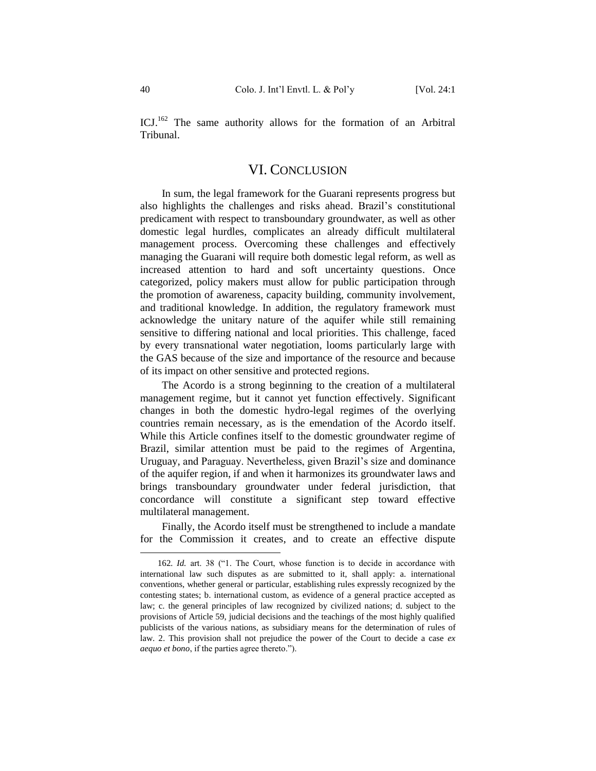ICJ.[162] The same authority allows for the formation of an Arbitral Tribunal.

## VI. CONCLUSION

In sum, the legal framework for the Guarani represents progress but also highlights the challenges and risks ahead. Brazil's constitutional predicament with respect to transboundary groundwater, as well as other domestic legal hurdles, complicates an already difficult multilateral management process. Overcoming these challenges and effectively managing the Guarani will require both domestic legal reform, as well as increased attention to hard and soft uncertainty questions. Once categorized, policy makers must allow for public participation through the promotion of awareness, capacity building, community involvement, and traditional knowledge. In addition, the regulatory framework must acknowledge the unitary nature of the aquifer while still remaining sensitive to differing national and local priorities. This challenge, faced by every transnational water negotiation, looms particularly large with the GAS because of the size and importance of the resource and because of its impact on other sensitive and protected regions.

The Acordo is a strong beginning to the creation of a multilateral management regime, but it cannot yet function effectively. Significant changes in both the domestic hydro-legal regimes of the overlying countries remain necessary, as is the emendation of the Acordo itself. While this Article confines itself to the domestic groundwater regime of Brazil, similar attention must be paid to the regimes of Argentina, Uruguay, and Paraguay. Nevertheless, given Brazil's size and dominance of the aquifer region, if and when it harmonizes its groundwater laws and brings transboundary groundwater under federal jurisdiction, that concordance will constitute a significant step toward effective multilateral management.

Finally, the Acordo itself must be strengthened to include a mandate for the Commission it creates, and to create an effective dispute

---

162. *Id.* art. 38 ("1. The Court, whose function is to decide in accordance with international law such disputes as are submitted to it, shall apply: a. international conventions, whether general or particular, establishing rules expressly recognized by the contesting states; b. international custom, as evidence of a general practice accepted as law; c. the general principles of law recognized by civilized nations; d. subject to the provisions of Article 59, judicial decisions and the teachings of the most highly qualified publicists of the various nations, as subsidiary means for the determination of rules of law. 2. This provision shall not prejudice the power of the Court to decide a case *ex aequo et bono*, if the parties agree thereto.").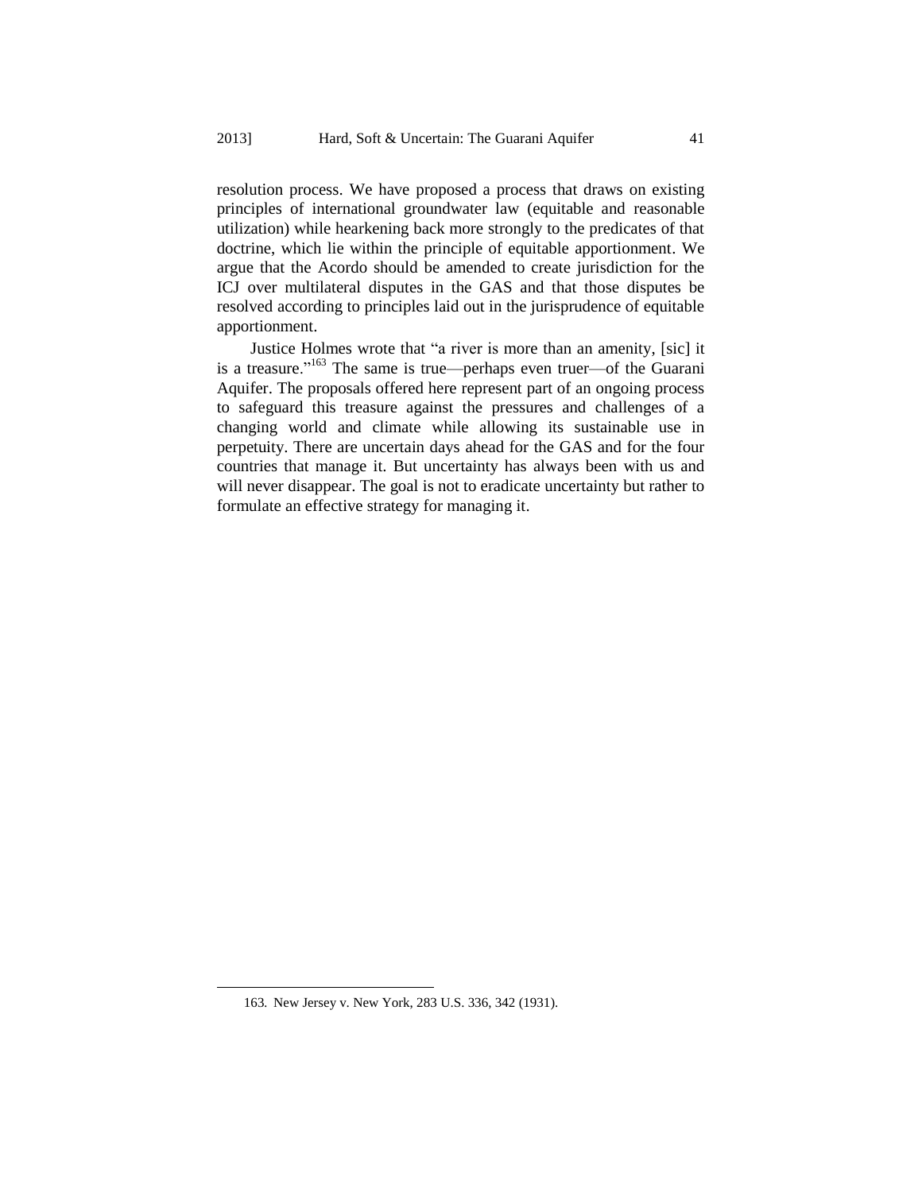resolution process. We have proposed a process that draws on existing principles of international groundwater law (equitable and reasonable utilization) while hearkening back more strongly to the predicates of that doctrine, which lie within the principle of equitable apportionment. We argue that the Acordo should be amended to create jurisdiction for the ICJ over multilateral disputes in the GAS and that those disputes be resolved according to principles laid out in the jurisprudence of equitable apportionment.

Justice Holmes wrote that "a river is more than an amenity, [sic] it is a treasure."[163] The same is true—perhaps even truer—of the Guarani Aquifer. The proposals offered here represent part of an ongoing process to safeguard this treasure against the pressures and challenges of a changing world and climate while allowing its sustainable use in perpetuity. There are uncertain days ahead for the GAS and for the four countries that manage it. But uncertainty has always been with us and will never disappear. The goal is not to eradicate uncertainty but rather to formulate an effective strategy for managing it.

---

163. New Jersey v. New York, 283 U.S. 336, 342 (1931).